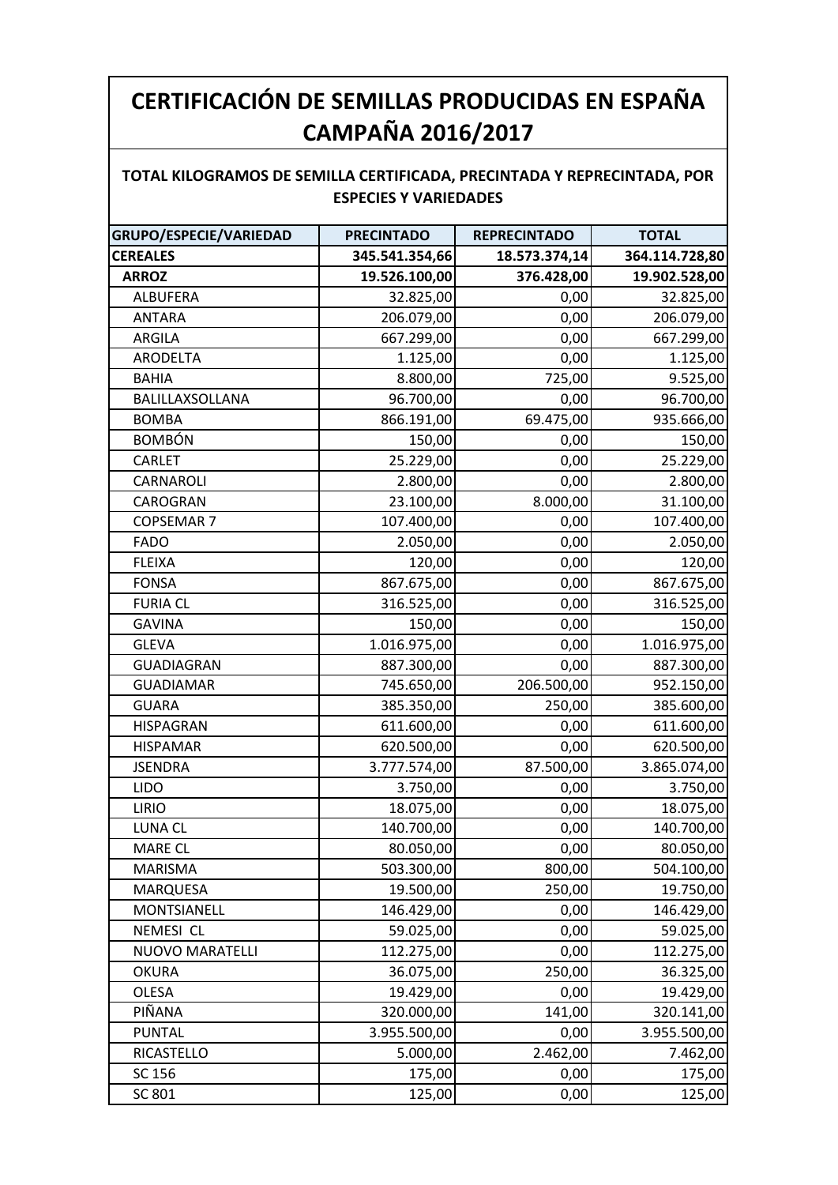# CERTIFICACIÓN DE SEMILLAS PRODUCIDAS EN ESPAÑA CAMPAÑA 2016/2017

## TOTAL KILOGRAMOS DE SEMILLA CERTIFICADA, PRECINTADA Y REPRECINTADA, POR ESPECIES Y VARIEDADES

| GRUPO/ESPECIE/VARIEDAD | PRECINTADO | REPRECINTADO | TOTAL |
|---|---|---|---|
| **CEREALES** | **345.541.354,66** | **18.573.374,14** | **364.114.728,80** |
| **ARROZ** | **19.526.100,00** | **376.428,00** | **19.902.528,00** |
| ALBUFERA | 32.825,00 | 0,00 | 32.825,00 |
| ANTARA | 206.079,00 | 0,00 | 206.079,00 |
| ARGILA | 667.299,00 | 0,00 | 667.299,00 |
| ARODELTA | 1.125,00 | 0,00 | 1.125,00 |
| BAHIA | 8.800,00 | 725,00 | 9.525,00 |
| BALILLAXSOLLANA | 96.700,00 | 0,00 | 96.700,00 |
| BOMBA | 866.191,00 | 69.475,00 | 935.666,00 |
| BOMBÓN | 150,00 | 0,00 | 150,00 |
| CARLET | 25.229,00 | 0,00 | 25.229,00 |
| CARNAROLI | 2.800,00 | 0,00 | 2.800,00 |
| CAROGRAN | 23.100,00 | 8.000,00 | 31.100,00 |
| COPSEMAR 7 | 107.400,00 | 0,00 | 107.400,00 |
| FADO | 2.050,00 | 0,00 | 2.050,00 |
| FLEIXA | 120,00 | 0,00 | 120,00 |
| FONSA | 867.675,00 | 0,00 | 867.675,00 |
| FURIA CL | 316.525,00 | 0,00 | 316.525,00 |
| GAVINA | 150,00 | 0,00 | 150,00 |
| GLEVA | 1.016.975,00 | 0,00 | 1.016.975,00 |
| GUADIAGRAN | 887.300,00 | 0,00 | 887.300,00 |
| GUADIAMAR | 745.650,00 | 206.500,00 | 952.150,00 |
| GUARA | 385.350,00 | 250,00 | 385.600,00 |
| HISPAGRAN | 611.600,00 | 0,00 | 611.600,00 |
| HISPAMAR | 620.500,00 | 0,00 | 620.500,00 |
| JSENDRA | 3.777.574,00 | 87.500,00 | 3.865.074,00 |
| LIDO | 3.750,00 | 0,00 | 3.750,00 |
| LIRIO | 18.075,00 | 0,00 | 18.075,00 |
| LUNA CL | 140.700,00 | 0,00 | 140.700,00 |
| MARE CL | 80.050,00 | 0,00 | 80.050,00 |
| MARISMA | 503.300,00 | 800,00 | 504.100,00 |
| MARQUESA | 19.500,00 | 250,00 | 19.750,00 |
| MONTSIANELL | 146.429,00 | 0,00 | 146.429,00 |
| NEMESI CL | 59.025,00 | 0,00 | 59.025,00 |
| NUOVO MARATELLI | 112.275,00 | 0,00 | 112.275,00 |
| OKURA | 36.075,00 | 250,00 | 36.325,00 |
| OLESA | 19.429,00 | 0,00 | 19.429,00 |
| PIÑANA | 320.000,00 | 141,00 | 320.141,00 |
| PUNTAL | 3.955.500,00 | 0,00 | 3.955.500,00 |
| RICASTELLO | 5.000,00 | 2.462,00 | 7.462,00 |
| SC 156 | 175,00 | 0,00 | 175,00 |
| SC 801 | 125,00 | 0,00 | 125,00 |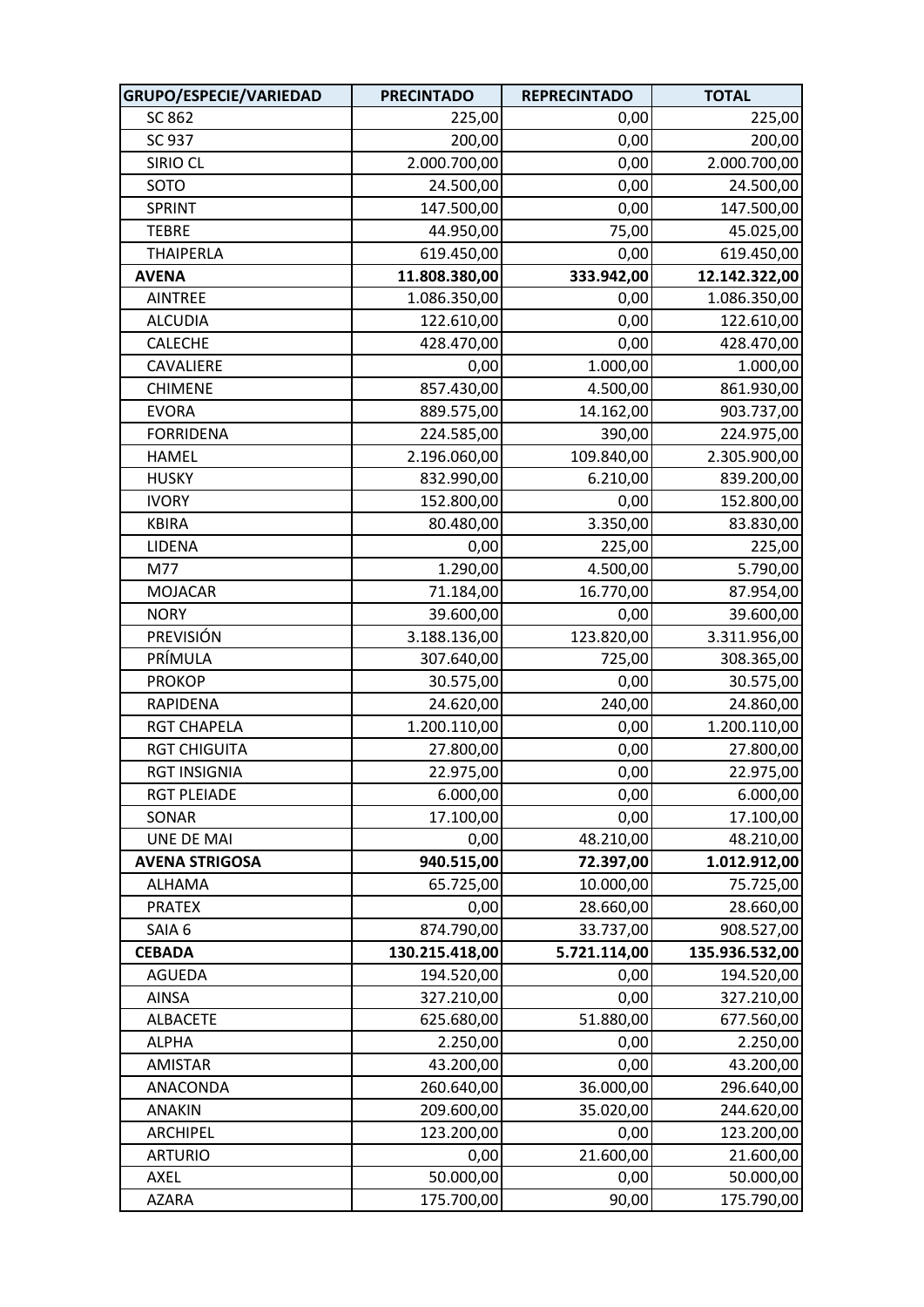| GRUPO/ESPECIE/VARIEDAD | PRECINTADO | REPRECINTADO | TOTAL |
|---|---|---|---|
| SC 862 | 225,00 | 0,00 | 225,00 |
| SC 937 | 200,00 | 0,00 | 200,00 |
| SIRIO CL | 2.000.700,00 | 0,00 | 2.000.700,00 |
| SOTO | 24.500,00 | 0,00 | 24.500,00 |
| SPRINT | 147.500,00 | 0,00 | 147.500,00 |
| TEBRE | 44.950,00 | 75,00 | 45.025,00 |
| THAIPERLA | 619.450,00 | 0,00 | 619.450,00 |
| **AVENA** | **11.808.380,00** | **333.942,00** | **12.142.322,00** |
| AINTREE | 1.086.350,00 | 0,00 | 1.086.350,00 |
| ALCUDIA | 122.610,00 | 0,00 | 122.610,00 |
| CALECHE | 428.470,00 | 0,00 | 428.470,00 |
| CAVALIERE | 0,00 | 1.000,00 | 1.000,00 |
| CHIMENE | 857.430,00 | 4.500,00 | 861.930,00 |
| EVORA | 889.575,00 | 14.162,00 | 903.737,00 |
| FORRIDENA | 224.585,00 | 390,00 | 224.975,00 |
| HAMEL | 2.196.060,00 | 109.840,00 | 2.305.900,00 |
| HUSKY | 832.990,00 | 6.210,00 | 839.200,00 |
| IVORY | 152.800,00 | 0,00 | 152.800,00 |
| KBIRA | 80.480,00 | 3.350,00 | 83.830,00 |
| LIDENA | 0,00 | 225,00 | 225,00 |
| M77 | 1.290,00 | 4.500,00 | 5.790,00 |
| MOJACAR | 71.184,00 | 16.770,00 | 87.954,00 |
| NORY | 39.600,00 | 0,00 | 39.600,00 |
| PREVISIÓN | 3.188.136,00 | 123.820,00 | 3.311.956,00 |
| PRÍMULA | 307.640,00 | 725,00 | 308.365,00 |
| PROKOP | 30.575,00 | 0,00 | 30.575,00 |
| RAPIDENA | 24.620,00 | 240,00 | 24.860,00 |
| RGT CHAPELA | 1.200.110,00 | 0,00 | 1.200.110,00 |
| RGT CHIGUITA | 27.800,00 | 0,00 | 27.800,00 |
| RGT INSIGNIA | 22.975,00 | 0,00 | 22.975,00 |
| RGT PLEIADE | 6.000,00 | 0,00 | 6.000,00 |
| SONAR | 17.100,00 | 0,00 | 17.100,00 |
| UNE DE MAI | 0,00 | 48.210,00 | 48.210,00 |
| **AVENA STRIGOSA** | **940.515,00** | **72.397,00** | **1.012.912,00** |
| ALHAMA | 65.725,00 | 10.000,00 | 75.725,00 |
| PRATEX | 0,00 | 28.660,00 | 28.660,00 |
| SAIA 6 | 874.790,00 | 33.737,00 | 908.527,00 |
| **CEBADA** | **130.215.418,00** | **5.721.114,00** | **135.936.532,00** |
| AGUEDA | 194.520,00 | 0,00 | 194.520,00 |
| AINSA | 327.210,00 | 0,00 | 327.210,00 |
| ALBACETE | 625.680,00 | 51.880,00 | 677.560,00 |
| ALPHA | 2.250,00 | 0,00 | 2.250,00 |
| AMISTAR | 43.200,00 | 0,00 | 43.200,00 |
| ANACONDA | 260.640,00 | 36.000,00 | 296.640,00 |
| ANAKIN | 209.600,00 | 35.020,00 | 244.620,00 |
| ARCHIPEL | 123.200,00 | 0,00 | 123.200,00 |
| ARTURIO | 0,00 | 21.600,00 | 21.600,00 |
| AXEL | 50.000,00 | 0,00 | 50.000,00 |
| AZARA | 175.700,00 | 90,00 | 175.790,00 |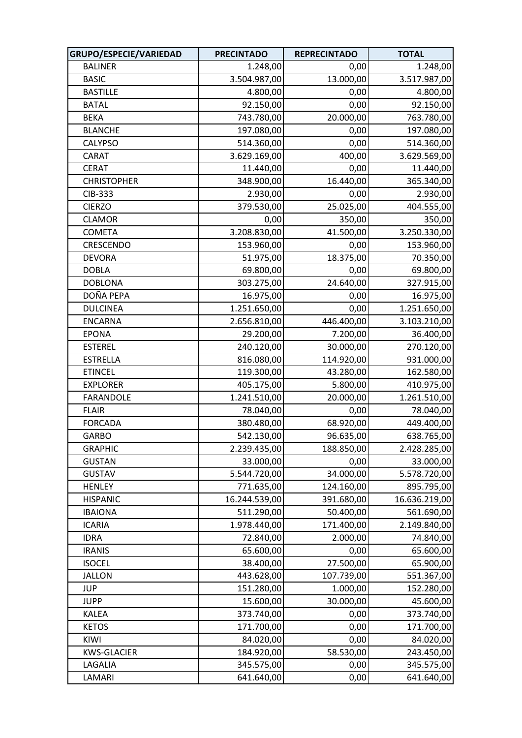| GRUPO/ESPECIE/VARIEDAD | PRECINTADO | REPRECINTADO | TOTAL |
|---|---|---|---|
| BALINER | 1.248,00 | 0,00 | 1.248,00 |
| BASIC | 3.504.987,00 | 13.000,00 | 3.517.987,00 |
| BASTILLE | 4.800,00 | 0,00 | 4.800,00 |
| BATAL | 92.150,00 | 0,00 | 92.150,00 |
| BEKA | 743.780,00 | 20.000,00 | 763.780,00 |
| BLANCHE | 197.080,00 | 0,00 | 197.080,00 |
| CALYPSO | 514.360,00 | 0,00 | 514.360,00 |
| CARAT | 3.629.169,00 | 400,00 | 3.629.569,00 |
| CERAT | 11.440,00 | 0,00 | 11.440,00 |
| CHRISTOPHER | 348.900,00 | 16.440,00 | 365.340,00 |
| CIB-333 | 2.930,00 | 0,00 | 2.930,00 |
| CIERZO | 379.530,00 | 25.025,00 | 404.555,00 |
| CLAMOR | 0,00 | 350,00 | 350,00 |
| COMETA | 3.208.830,00 | 41.500,00 | 3.250.330,00 |
| CRESCENDO | 153.960,00 | 0,00 | 153.960,00 |
| DEVORA | 51.975,00 | 18.375,00 | 70.350,00 |
| DOBLA | 69.800,00 | 0,00 | 69.800,00 |
| DOBLONA | 303.275,00 | 24.640,00 | 327.915,00 |
| DOÑA PEPA | 16.975,00 | 0,00 | 16.975,00 |
| DULCINEA | 1.251.650,00 | 0,00 | 1.251.650,00 |
| ENCARNA | 2.656.810,00 | 446.400,00 | 3.103.210,00 |
| EPONA | 29.200,00 | 7.200,00 | 36.400,00 |
| ESTEREL | 240.120,00 | 30.000,00 | 270.120,00 |
| ESTRELLA | 816.080,00 | 114.920,00 | 931.000,00 |
| ETINCEL | 119.300,00 | 43.280,00 | 162.580,00 |
| EXPLORER | 405.175,00 | 5.800,00 | 410.975,00 |
| FARANDOLE | 1.241.510,00 | 20.000,00 | 1.261.510,00 |
| FLAIR | 78.040,00 | 0,00 | 78.040,00 |
| FORCADA | 380.480,00 | 68.920,00 | 449.400,00 |
| GARBO | 542.130,00 | 96.635,00 | 638.765,00 |
| GRAPHIC | 2.239.435,00 | 188.850,00 | 2.428.285,00 |
| GUSTAN | 33.000,00 | 0,00 | 33.000,00 |
| GUSTAV | 5.544.720,00 | 34.000,00 | 5.578.720,00 |
| HENLEY | 771.635,00 | 124.160,00 | 895.795,00 |
| HISPANIC | 16.244.539,00 | 391.680,00 | 16.636.219,00 |
| IBAIONA | 511.290,00 | 50.400,00 | 561.690,00 |
| ICARIA | 1.978.440,00 | 171.400,00 | 2.149.840,00 |
| IDRA | 72.840,00 | 2.000,00 | 74.840,00 |
| IRANIS | 65.600,00 | 0,00 | 65.600,00 |
| ISOCEL | 38.400,00 | 27.500,00 | 65.900,00 |
| JALLON | 443.628,00 | 107.739,00 | 551.367,00 |
| JUP | 151.280,00 | 1.000,00 | 152.280,00 |
| JUPP | 15.600,00 | 30.000,00 | 45.600,00 |
| KALEA | 373.740,00 | 0,00 | 373.740,00 |
| KETOS | 171.700,00 | 0,00 | 171.700,00 |
| KIWI | 84.020,00 | 0,00 | 84.020,00 |
| KWS-GLACIER | 184.920,00 | 58.530,00 | 243.450,00 |
| LAGALIA | 345.575,00 | 0,00 | 345.575,00 |
| LAMARI | 641.640,00 | 0,00 | 641.640,00 |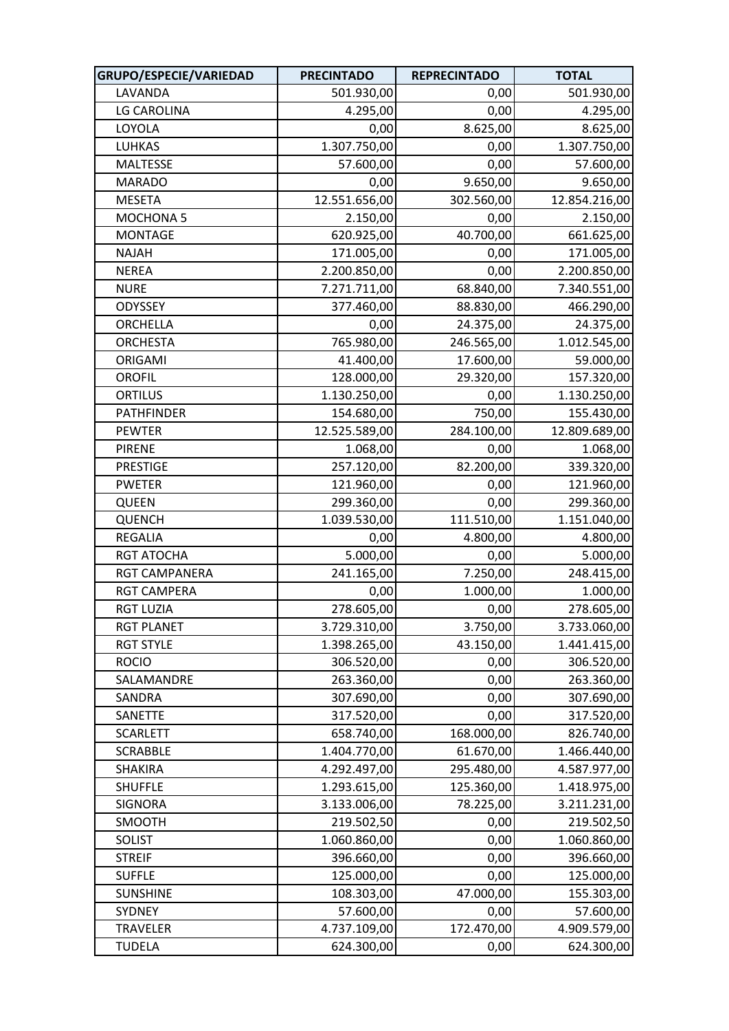| GRUPO/ESPECIE/VARIEDAD | PRECINTADO | REPRECINTADO | TOTAL |
|---|---|---|---|
| LAVANDA | 501.930,00 | 0,00 | 501.930,00 |
| LG CAROLINA | 4.295,00 | 0,00 | 4.295,00 |
| LOYOLA | 0,00 | 8.625,00 | 8.625,00 |
| LUHKAS | 1.307.750,00 | 0,00 | 1.307.750,00 |
| MALTESSE | 57.600,00 | 0,00 | 57.600,00 |
| MARADO | 0,00 | 9.650,00 | 9.650,00 |
| MESETA | 12.551.656,00 | 302.560,00 | 12.854.216,00 |
| MOCHONA 5 | 2.150,00 | 0,00 | 2.150,00 |
| MONTAGE | 620.925,00 | 40.700,00 | 661.625,00 |
| NAJAH | 171.005,00 | 0,00 | 171.005,00 |
| NEREA | 2.200.850,00 | 0,00 | 2.200.850,00 |
| NURE | 7.271.711,00 | 68.840,00 | 7.340.551,00 |
| ODYSSEY | 377.460,00 | 88.830,00 | 466.290,00 |
| ORCHELLA | 0,00 | 24.375,00 | 24.375,00 |
| ORCHESTA | 765.980,00 | 246.565,00 | 1.012.545,00 |
| ORIGAMI | 41.400,00 | 17.600,00 | 59.000,00 |
| OROFIL | 128.000,00 | 29.320,00 | 157.320,00 |
| ORTILUS | 1.130.250,00 | 0,00 | 1.130.250,00 |
| PATHFINDER | 154.680,00 | 750,00 | 155.430,00 |
| PEWTER | 12.525.589,00 | 284.100,00 | 12.809.689,00 |
| PIRENE | 1.068,00 | 0,00 | 1.068,00 |
| PRESTIGE | 257.120,00 | 82.200,00 | 339.320,00 |
| PWETER | 121.960,00 | 0,00 | 121.960,00 |
| QUEEN | 299.360,00 | 0,00 | 299.360,00 |
| QUENCH | 1.039.530,00 | 111.510,00 | 1.151.040,00 |
| REGALIA | 0,00 | 4.800,00 | 4.800,00 |
| RGT ATOCHA | 5.000,00 | 0,00 | 5.000,00 |
| RGT CAMPANERA | 241.165,00 | 7.250,00 | 248.415,00 |
| RGT CAMPERA | 0,00 | 1.000,00 | 1.000,00 |
| RGT LUZIA | 278.605,00 | 0,00 | 278.605,00 |
| RGT PLANET | 3.729.310,00 | 3.750,00 | 3.733.060,00 |
| RGT STYLE | 1.398.265,00 | 43.150,00 | 1.441.415,00 |
| ROCIO | 306.520,00 | 0,00 | 306.520,00 |
| SALAMANDRE | 263.360,00 | 0,00 | 263.360,00 |
| SANDRA | 307.690,00 | 0,00 | 307.690,00 |
| SANETTE | 317.520,00 | 0,00 | 317.520,00 |
| SCARLETT | 658.740,00 | 168.000,00 | 826.740,00 |
| SCRABBLE | 1.404.770,00 | 61.670,00 | 1.466.440,00 |
| SHAKIRA | 4.292.497,00 | 295.480,00 | 4.587.977,00 |
| SHUFFLE | 1.293.615,00 | 125.360,00 | 1.418.975,00 |
| SIGNORA | 3.133.006,00 | 78.225,00 | 3.211.231,00 |
| SMOOTH | 219.502,50 | 0,00 | 219.502,50 |
| SOLIST | 1.060.860,00 | 0,00 | 1.060.860,00 |
| STREIF | 396.660,00 | 0,00 | 396.660,00 |
| SUFFLE | 125.000,00 | 0,00 | 125.000,00 |
| SUNSHINE | 108.303,00 | 47.000,00 | 155.303,00 |
| SYDNEY | 57.600,00 | 0,00 | 57.600,00 |
| TRAVELER | 4.737.109,00 | 172.470,00 | 4.909.579,00 |
| TUDELA | 624.300,00 | 0,00 | 624.300,00 |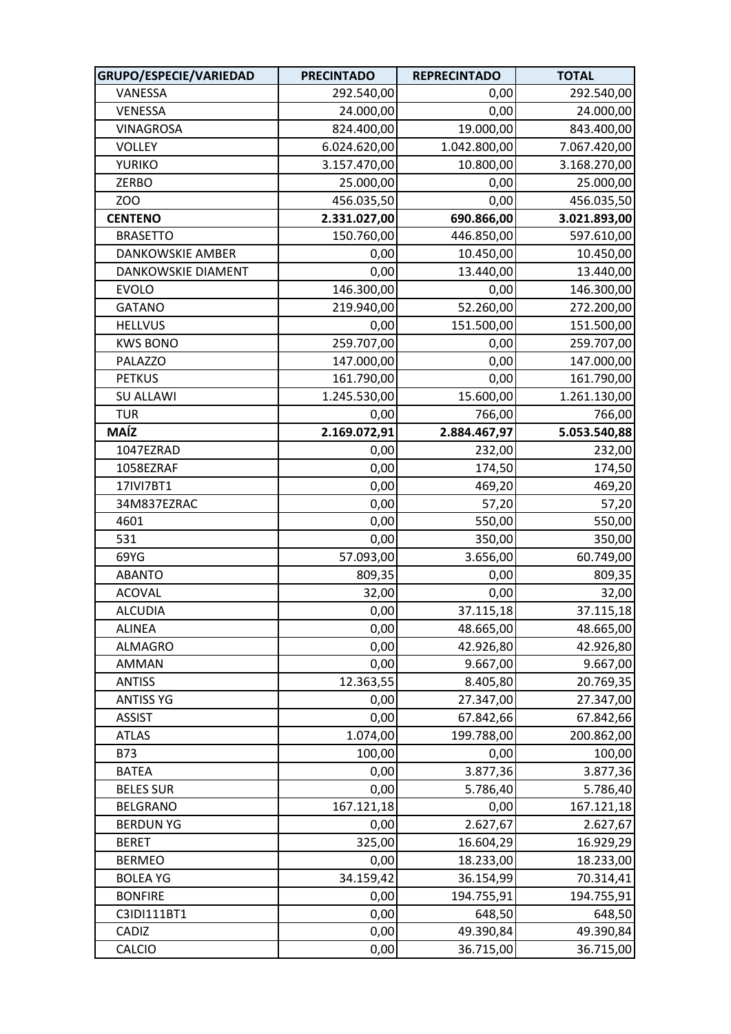| GRUPO/ESPECIE/VARIEDAD | PRECINTADO | REPRECINTADO | TOTAL |
|---|---|---|---|
| VANESSA | 292.540,00 | 0,00 | 292.540,00 |
| VENESSA | 24.000,00 | 0,00 | 24.000,00 |
| VINAGROSA | 824.400,00 | 19.000,00 | 843.400,00 |
| VOLLEY | 6.024.620,00 | 1.042.800,00 | 7.067.420,00 |
| YURIKO | 3.157.470,00 | 10.800,00 | 3.168.270,00 |
| ZERBO | 25.000,00 | 0,00 | 25.000,00 |
| ZOO | 456.035,50 | 0,00 | 456.035,50 |
| **CENTENO** | **2.331.027,00** | **690.866,00** | **3.021.893,00** |
| BRASETTO | 150.760,00 | 446.850,00 | 597.610,00 |
| DANKOWSKIE AMBER | 0,00 | 10.450,00 | 10.450,00 |
| DANKOWSKIE DIAMENT | 0,00 | 13.440,00 | 13.440,00 |
| EVOLO | 146.300,00 | 0,00 | 146.300,00 |
| GATANO | 219.940,00 | 52.260,00 | 272.200,00 |
| HELLVUS | 0,00 | 151.500,00 | 151.500,00 |
| KWS BONO | 259.707,00 | 0,00 | 259.707,00 |
| PALAZZO | 147.000,00 | 0,00 | 147.000,00 |
| PETKUS | 161.790,00 | 0,00 | 161.790,00 |
| SU ALLAWI | 1.245.530,00 | 15.600,00 | 1.261.130,00 |
| TUR | 0,00 | 766,00 | 766,00 |
| **MAÍZ** | **2.169.072,91** | **2.884.467,97** | **5.053.540,88** |
| 1047EZRAD | 0,00 | 232,00 | 232,00 |
| 1058EZRAF | 0,00 | 174,50 | 174,50 |
| 17IVI7BT1 | 0,00 | 469,20 | 469,20 |
| 34M837EZRAC | 0,00 | 57,20 | 57,20 |
| 4601 | 0,00 | 550,00 | 550,00 |
| 531 | 0,00 | 350,00 | 350,00 |
| 69YG | 57.093,00 | 3.656,00 | 60.749,00 |
| ABANTO | 809,35 | 0,00 | 809,35 |
| ACOVAL | 32,00 | 0,00 | 32,00 |
| ALCUDIA | 0,00 | 37.115,18 | 37.115,18 |
| ALINEA | 0,00 | 48.665,00 | 48.665,00 |
| ALMAGRO | 0,00 | 42.926,80 | 42.926,80 |
| AMMAN | 0,00 | 9.667,00 | 9.667,00 |
| ANTISS | 12.363,55 | 8.405,80 | 20.769,35 |
| ANTISS YG | 0,00 | 27.347,00 | 27.347,00 |
| ASSIST | 0,00 | 67.842,66 | 67.842,66 |
| ATLAS | 1.074,00 | 199.788,00 | 200.862,00 |
| B73 | 100,00 | 0,00 | 100,00 |
| BATEA | 0,00 | 3.877,36 | 3.877,36 |
| BELES SUR | 0,00 | 5.786,40 | 5.786,40 |
| BELGRANO | 167.121,18 | 0,00 | 167.121,18 |
| BERDUN YG | 0,00 | 2.627,67 | 2.627,67 |
| BERET | 325,00 | 16.604,29 | 16.929,29 |
| BERMEO | 0,00 | 18.233,00 | 18.233,00 |
| BOLEA YG | 34.159,42 | 36.154,99 | 70.314,41 |
| BONFIRE | 0,00 | 194.755,91 | 194.755,91 |
| C3IDI111BT1 | 0,00 | 648,50 | 648,50 |
| CADIZ | 0,00 | 49.390,84 | 49.390,84 |
| CALCIO | 0,00 | 36.715,00 | 36.715,00 |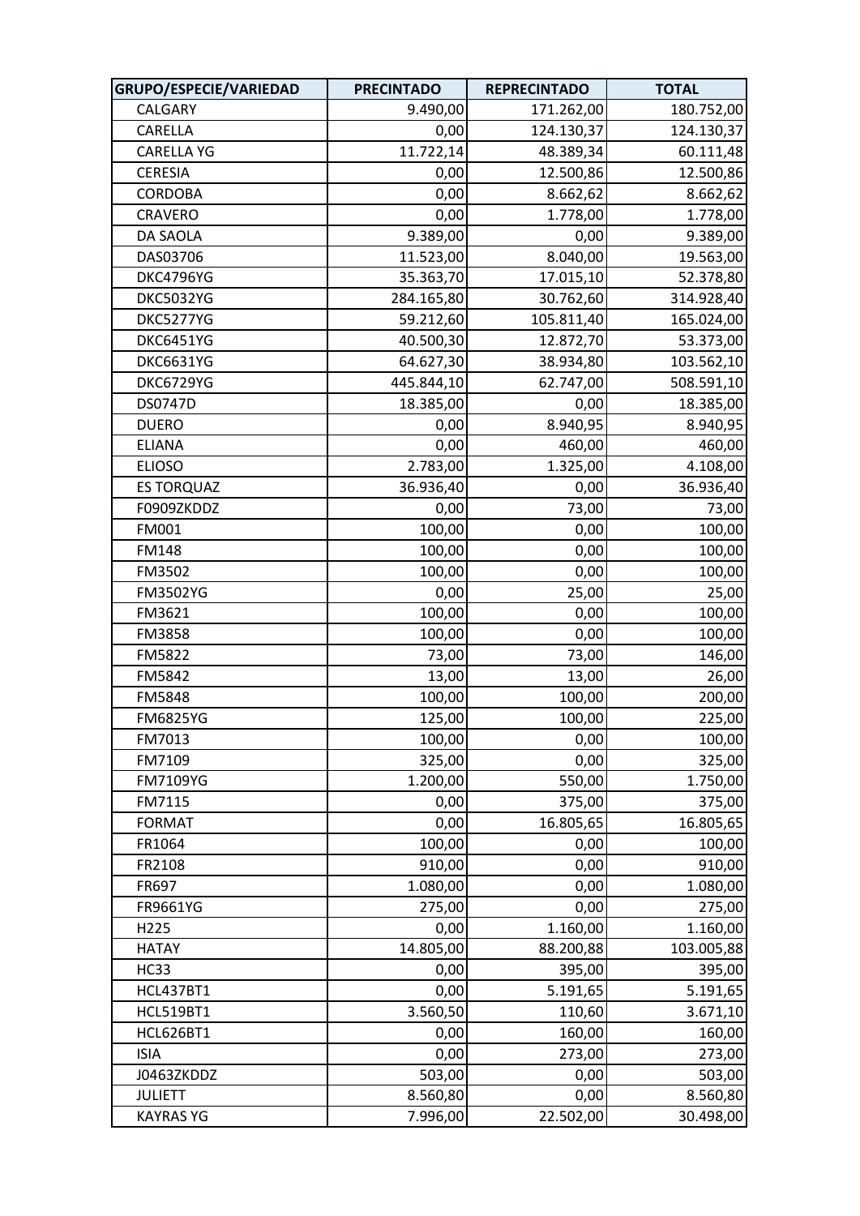| GRUPO/ESPECIE/VARIEDAD | PRECINTADO | REPRECINTADO | TOTAL |
|---|---|---|---|
| CALGARY | 9.490,00 | 171.262,00 | 180.752,00 |
| CARELLA | 0,00 | 124.130,37 | 124.130,37 |
| CARELLA YG | 11.722,14 | 48.389,34 | 60.111,48 |
| CERESIA | 0,00 | 12.500,86 | 12.500,86 |
| CORDOBA | 0,00 | 8.662,62 | 8.662,62 |
| CRAVERO | 0,00 | 1.778,00 | 1.778,00 |
| DA SAOLA | 9.389,00 | 0,00 | 9.389,00 |
| DAS03706 | 11.523,00 | 8.040,00 | 19.563,00 |
| DKC4796YG | 35.363,70 | 17.015,10 | 52.378,80 |
| DKC5032YG | 284.165,80 | 30.762,60 | 314.928,40 |
| DKC5277YG | 59.212,60 | 105.811,40 | 165.024,00 |
| DKC6451YG | 40.500,30 | 12.872,70 | 53.373,00 |
| DKC6631YG | 64.627,30 | 38.934,80 | 103.562,10 |
| DKC6729YG | 445.844,10 | 62.747,00 | 508.591,10 |
| DS0747D | 18.385,00 | 0,00 | 18.385,00 |
| DUERO | 0,00 | 8.940,95 | 8.940,95 |
| ELIANA | 0,00 | 460,00 | 460,00 |
| ELIOSO | 2.783,00 | 1.325,00 | 4.108,00 |
| ES TORQUAZ | 36.936,40 | 0,00 | 36.936,40 |
| F0909ZKDDZ | 0,00 | 73,00 | 73,00 |
| FM001 | 100,00 | 0,00 | 100,00 |
| FM148 | 100,00 | 0,00 | 100,00 |
| FM3502 | 100,00 | 0,00 | 100,00 |
| FM3502YG | 0,00 | 25,00 | 25,00 |
| FM3621 | 100,00 | 0,00 | 100,00 |
| FM3858 | 100,00 | 0,00 | 100,00 |
| FM5822 | 73,00 | 73,00 | 146,00 |
| FM5842 | 13,00 | 13,00 | 26,00 |
| FM5848 | 100,00 | 100,00 | 200,00 |
| FM6825YG | 125,00 | 100,00 | 225,00 |
| FM7013 | 100,00 | 0,00 | 100,00 |
| FM7109 | 325,00 | 0,00 | 325,00 |
| FM7109YG | 1.200,00 | 550,00 | 1.750,00 |
| FM7115 | 0,00 | 375,00 | 375,00 |
| FORMAT | 0,00 | 16.805,65 | 16.805,65 |
| FR1064 | 100,00 | 0,00 | 100,00 |
| FR2108 | 910,00 | 0,00 | 910,00 |
| FR697 | 1.080,00 | 0,00 | 1.080,00 |
| FR9661YG | 275,00 | 0,00 | 275,00 |
| H225 | 0,00 | 1.160,00 | 1.160,00 |
| HATAY | 14.805,00 | 88.200,88 | 103.005,88 |
| HC33 | 0,00 | 395,00 | 395,00 |
| HCL437BT1 | 0,00 | 5.191,65 | 5.191,65 |
| HCL519BT1 | 3.560,50 | 110,60 | 3.671,10 |
| HCL626BT1 | 0,00 | 160,00 | 160,00 |
| ISIA | 0,00 | 273,00 | 273,00 |
| J0463ZKDDZ | 503,00 | 0,00 | 503,00 |
| JULIETT | 8.560,80 | 0,00 | 8.560,80 |
| KAYRAS YG | 7.996,00 | 22.502,00 | 30.498,00 |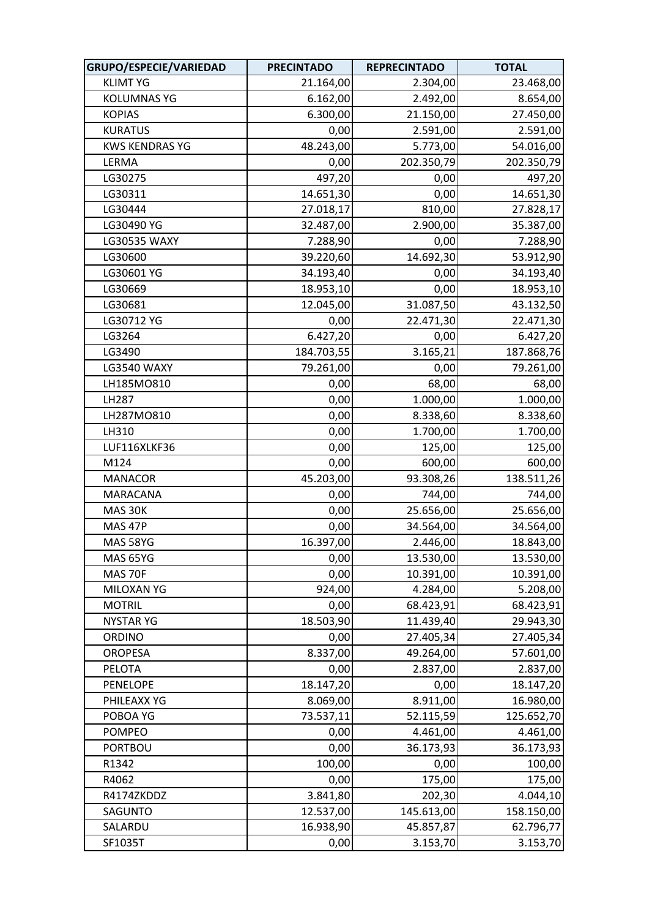| GRUPO/ESPECIE/VARIEDAD | PRECINTADO | REPRECINTADO | TOTAL |
| --- | --- | --- | --- |
| KLIMT YG | 21.164,00 | 2.304,00 | 23.468,00 |
| KOLUMNAS YG | 6.162,00 | 2.492,00 | 8.654,00 |
| KOPIAS | 6.300,00 | 21.150,00 | 27.450,00 |
| KURATUS | 0,00 | 2.591,00 | 2.591,00 |
| KWS KENDRAS YG | 48.243,00 | 5.773,00 | 54.016,00 |
| LERMA | 0,00 | 202.350,79 | 202.350,79 |
| LG30275 | 497,20 | 0,00 | 497,20 |
| LG30311 | 14.651,30 | 0,00 | 14.651,30 |
| LG30444 | 27.018,17 | 810,00 | 27.828,17 |
| LG30490 YG | 32.487,00 | 2.900,00 | 35.387,00 |
| LG30535 WAXY | 7.288,90 | 0,00 | 7.288,90 |
| LG30600 | 39.220,60 | 14.692,30 | 53.912,90 |
| LG30601 YG | 34.193,40 | 0,00 | 34.193,40 |
| LG30669 | 18.953,10 | 0,00 | 18.953,10 |
| LG30681 | 12.045,00 | 31.087,50 | 43.132,50 |
| LG30712 YG | 0,00 | 22.471,30 | 22.471,30 |
| LG3264 | 6.427,20 | 0,00 | 6.427,20 |
| LG3490 | 184.703,55 | 3.165,21 | 187.868,76 |
| LG3540 WAXY | 79.261,00 | 0,00 | 79.261,00 |
| LH185MO810 | 0,00 | 68,00 | 68,00 |
| LH287 | 0,00 | 1.000,00 | 1.000,00 |
| LH287MO810 | 0,00 | 8.338,60 | 8.338,60 |
| LH310 | 0,00 | 1.700,00 | 1.700,00 |
| LUF116XLKF36 | 0,00 | 125,00 | 125,00 |
| M124 | 0,00 | 600,00 | 600,00 |
| MANACOR | 45.203,00 | 93.308,26 | 138.511,26 |
| MARACANA | 0,00 | 744,00 | 744,00 |
| MAS 30K | 0,00 | 25.656,00 | 25.656,00 |
| MAS 47P | 0,00 | 34.564,00 | 34.564,00 |
| MAS 58YG | 16.397,00 | 2.446,00 | 18.843,00 |
| MAS 65YG | 0,00 | 13.530,00 | 13.530,00 |
| MAS 70F | 0,00 | 10.391,00 | 10.391,00 |
| MILOXAN YG | 924,00 | 4.284,00 | 5.208,00 |
| MOTRIL | 0,00 | 68.423,91 | 68.423,91 |
| NYSTAR YG | 18.503,90 | 11.439,40 | 29.943,30 |
| ORDINO | 0,00 | 27.405,34 | 27.405,34 |
| OROPESA | 8.337,00 | 49.264,00 | 57.601,00 |
| PELOTA | 0,00 | 2.837,00 | 2.837,00 |
| PENELOPE | 18.147,20 | 0,00 | 18.147,20 |
| PHILEAXX YG | 8.069,00 | 8.911,00 | 16.980,00 |
| POBOA YG | 73.537,11 | 52.115,59 | 125.652,70 |
| POMPEO | 0,00 | 4.461,00 | 4.461,00 |
| PORTBOU | 0,00 | 36.173,93 | 36.173,93 |
| R1342 | 100,00 | 0,00 | 100,00 |
| R4062 | 0,00 | 175,00 | 175,00 |
| R4174ZKDDZ | 3.841,80 | 202,30 | 4.044,10 |
| SAGUNTO | 12.537,00 | 145.613,00 | 158.150,00 |
| SALARDU | 16.938,90 | 45.857,87 | 62.796,77 |
| SF1035T | 0,00 | 3.153,70 | 3.153,70 |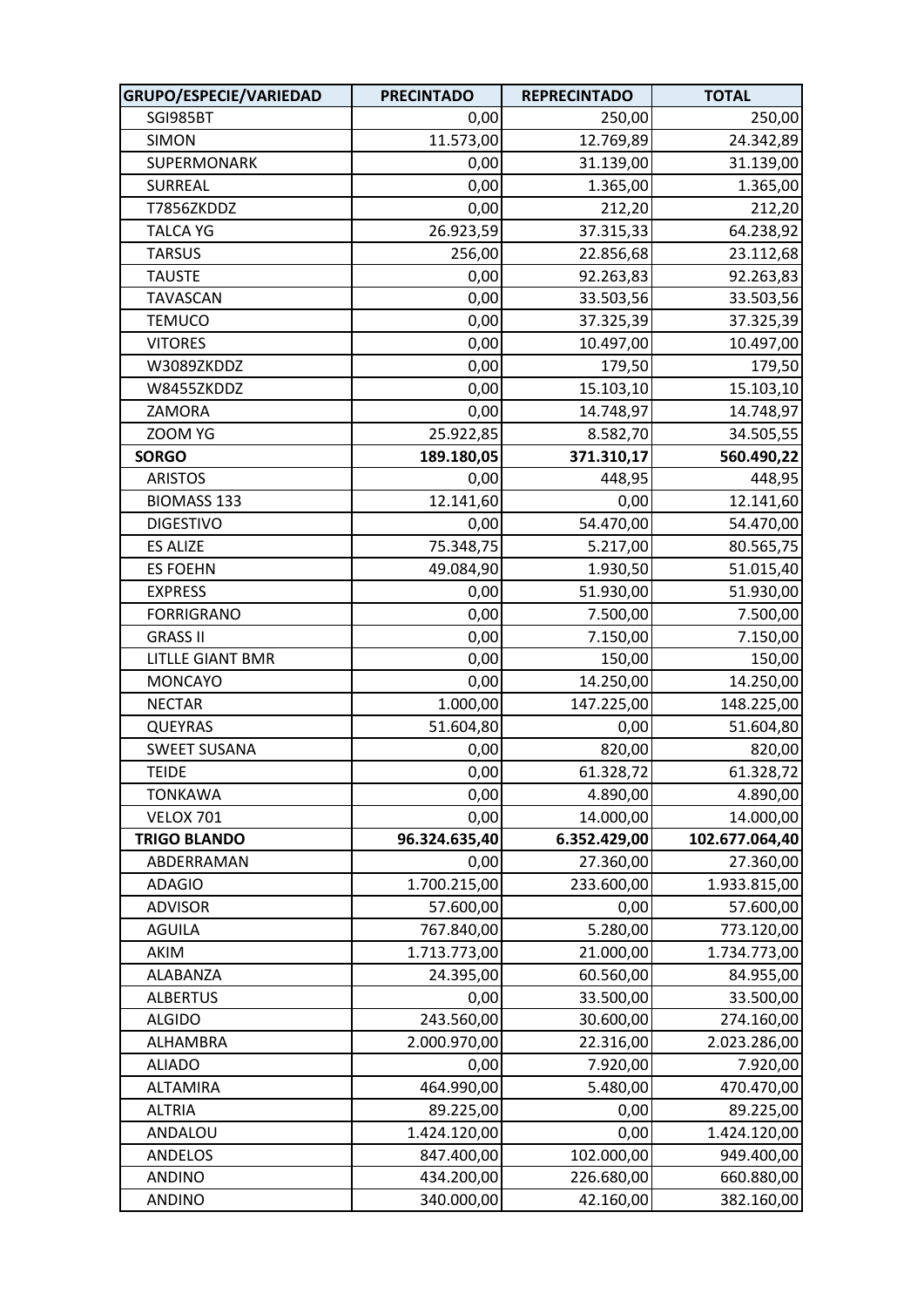| GRUPO/ESPECIE/VARIEDAD | PRECINTADO | REPRECINTADO | TOTAL |
|---|---|---|---|
| SGI985BT | 0,00 | 250,00 | 250,00 |
| SIMON | 11.573,00 | 12.769,89 | 24.342,89 |
| SUPERMONARK | 0,00 | 31.139,00 | 31.139,00 |
| SURREAL | 0,00 | 1.365,00 | 1.365,00 |
| T7856ZKDDZ | 0,00 | 212,20 | 212,20 |
| TALCA YG | 26.923,59 | 37.315,33 | 64.238,92 |
| TARSUS | 256,00 | 22.856,68 | 23.112,68 |
| TAUSTE | 0,00 | 92.263,83 | 92.263,83 |
| TAVASCAN | 0,00 | 33.503,56 | 33.503,56 |
| TEMUCO | 0,00 | 37.325,39 | 37.325,39 |
| VITORES | 0,00 | 10.497,00 | 10.497,00 |
| W3089ZKDDZ | 0,00 | 179,50 | 179,50 |
| W8455ZKDDZ | 0,00 | 15.103,10 | 15.103,10 |
| ZAMORA | 0,00 | 14.748,97 | 14.748,97 |
| ZOOM YG | 25.922,85 | 8.582,70 | 34.505,55 |
| **SORGO** | **189.180,05** | **371.310,17** | **560.490,22** |
| ARISTOS | 0,00 | 448,95 | 448,95 |
| BIOMASS 133 | 12.141,60 | 0,00 | 12.141,60 |
| DIGESTIVO | 0,00 | 54.470,00 | 54.470,00 |
| ES ALIZE | 75.348,75 | 5.217,00 | 80.565,75 |
| ES FOEHN | 49.084,90 | 1.930,50 | 51.015,40 |
| EXPRESS | 0,00 | 51.930,00 | 51.930,00 |
| FORRIGRANO | 0,00 | 7.500,00 | 7.500,00 |
| GRASS II | 0,00 | 7.150,00 | 7.150,00 |
| LITLLE GIANT BMR | 0,00 | 150,00 | 150,00 |
| MONCAYO | 0,00 | 14.250,00 | 14.250,00 |
| NECTAR | 1.000,00 | 147.225,00 | 148.225,00 |
| QUEYRAS | 51.604,80 | 0,00 | 51.604,80 |
| SWEET SUSANA | 0,00 | 820,00 | 820,00 |
| TEIDE | 0,00 | 61.328,72 | 61.328,72 |
| TONKAWA | 0,00 | 4.890,00 | 4.890,00 |
| VELOX 701 | 0,00 | 14.000,00 | 14.000,00 |
| **TRIGO BLANDO** | **96.324.635,40** | **6.352.429,00** | **102.677.064,40** |
| ABDERRAMAN | 0,00 | 27.360,00 | 27.360,00 |
| ADAGIO | 1.700.215,00 | 233.600,00 | 1.933.815,00 |
| ADVISOR | 57.600,00 | 0,00 | 57.600,00 |
| AGUILA | 767.840,00 | 5.280,00 | 773.120,00 |
| AKIM | 1.713.773,00 | 21.000,00 | 1.734.773,00 |
| ALABANZA | 24.395,00 | 60.560,00 | 84.955,00 |
| ALBERTUS | 0,00 | 33.500,00 | 33.500,00 |
| ALGIDO | 243.560,00 | 30.600,00 | 274.160,00 |
| ALHAMBRA | 2.000.970,00 | 22.316,00 | 2.023.286,00 |
| ALIADO | 0,00 | 7.920,00 | 7.920,00 |
| ALTAMIRA | 464.990,00 | 5.480,00 | 470.470,00 |
| ALTRIA | 89.225,00 | 0,00 | 89.225,00 |
| ANDALOU | 1.424.120,00 | 0,00 | 1.424.120,00 |
| ANDELOS | 847.400,00 | 102.000,00 | 949.400,00 |
| ANDINO | 434.200,00 | 226.680,00 | 660.880,00 |
| ANDINO | 340.000,00 | 42.160,00 | 382.160,00 |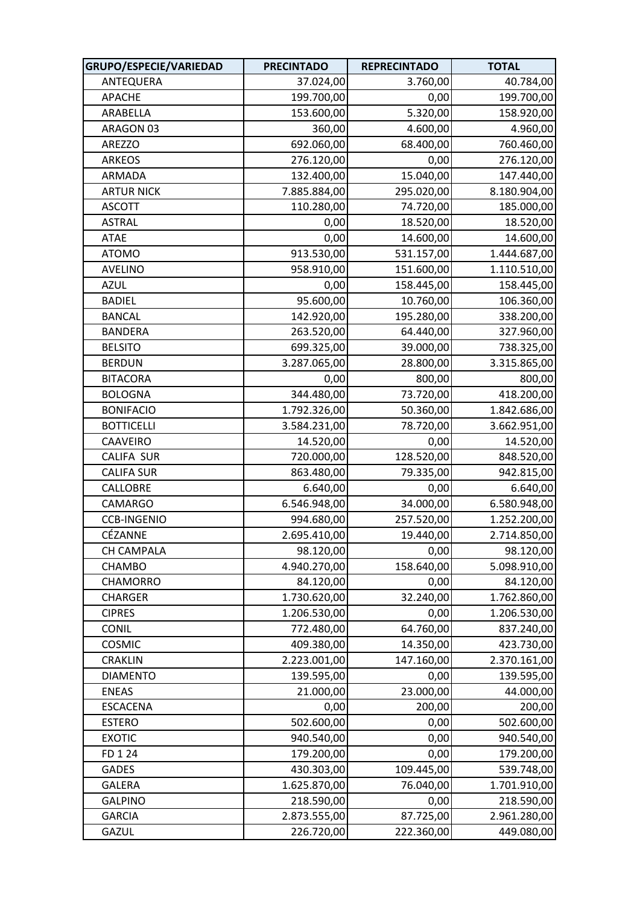| GRUPO/ESPECIE/VARIEDAD | PRECINTADO | REPRECINTADO | TOTAL |
|---|---|---|---|
| ANTEQUERA | 37.024,00 | 3.760,00 | 40.784,00 |
| APACHE | 199.700,00 | 0,00 | 199.700,00 |
| ARABELLA | 153.600,00 | 5.320,00 | 158.920,00 |
| ARAGON 03 | 360,00 | 4.600,00 | 4.960,00 |
| AREZZO | 692.060,00 | 68.400,00 | 760.460,00 |
| ARKEOS | 276.120,00 | 0,00 | 276.120,00 |
| ARMADA | 132.400,00 | 15.040,00 | 147.440,00 |
| ARTUR NICK | 7.885.884,00 | 295.020,00 | 8.180.904,00 |
| ASCOTT | 110.280,00 | 74.720,00 | 185.000,00 |
| ASTRAL | 0,00 | 18.520,00 | 18.520,00 |
| ATAE | 0,00 | 14.600,00 | 14.600,00 |
| ATOMO | 913.530,00 | 531.157,00 | 1.444.687,00 |
| AVELINO | 958.910,00 | 151.600,00 | 1.110.510,00 |
| AZUL | 0,00 | 158.445,00 | 158.445,00 |
| BADIEL | 95.600,00 | 10.760,00 | 106.360,00 |
| BANCAL | 142.920,00 | 195.280,00 | 338.200,00 |
| BANDERA | 263.520,00 | 64.440,00 | 327.960,00 |
| BELSITO | 699.325,00 | 39.000,00 | 738.325,00 |
| BERDUN | 3.287.065,00 | 28.800,00 | 3.315.865,00 |
| BITACORA | 0,00 | 800,00 | 800,00 |
| BOLOGNA | 344.480,00 | 73.720,00 | 418.200,00 |
| BONIFACIO | 1.792.326,00 | 50.360,00 | 1.842.686,00 |
| BOTTICELLI | 3.584.231,00 | 78.720,00 | 3.662.951,00 |
| CAAVEIRO | 14.520,00 | 0,00 | 14.520,00 |
| CALIFA SUR | 720.000,00 | 128.520,00 | 848.520,00 |
| CALIFA SUR | 863.480,00 | 79.335,00 | 942.815,00 |
| CALLOBRE | 6.640,00 | 0,00 | 6.640,00 |
| CAMARGO | 6.546.948,00 | 34.000,00 | 6.580.948,00 |
| CCB-INGENIO | 994.680,00 | 257.520,00 | 1.252.200,00 |
| CÉZANNE | 2.695.410,00 | 19.440,00 | 2.714.850,00 |
| CH CAMPALA | 98.120,00 | 0,00 | 98.120,00 |
| CHAMBO | 4.940.270,00 | 158.640,00 | 5.098.910,00 |
| CHAMORRO | 84.120,00 | 0,00 | 84.120,00 |
| CHARGER | 1.730.620,00 | 32.240,00 | 1.762.860,00 |
| CIPRES | 1.206.530,00 | 0,00 | 1.206.530,00 |
| CONIL | 772.480,00 | 64.760,00 | 837.240,00 |
| COSMIC | 409.380,00 | 14.350,00 | 423.730,00 |
| CRAKLIN | 2.223.001,00 | 147.160,00 | 2.370.161,00 |
| DIAMENTO | 139.595,00 | 0,00 | 139.595,00 |
| ENEAS | 21.000,00 | 23.000,00 | 44.000,00 |
| ESCACENA | 0,00 | 200,00 | 200,00 |
| ESTERO | 502.600,00 | 0,00 | 502.600,00 |
| EXOTIC | 940.540,00 | 0,00 | 940.540,00 |
| FD 1 24 | 179.200,00 | 0,00 | 179.200,00 |
| GADES | 430.303,00 | 109.445,00 | 539.748,00 |
| GALERA | 1.625.870,00 | 76.040,00 | 1.701.910,00 |
| GALPINO | 218.590,00 | 0,00 | 218.590,00 |
| GARCIA | 2.873.555,00 | 87.725,00 | 2.961.280,00 |
| GAZUL | 226.720,00 | 222.360,00 | 449.080,00 |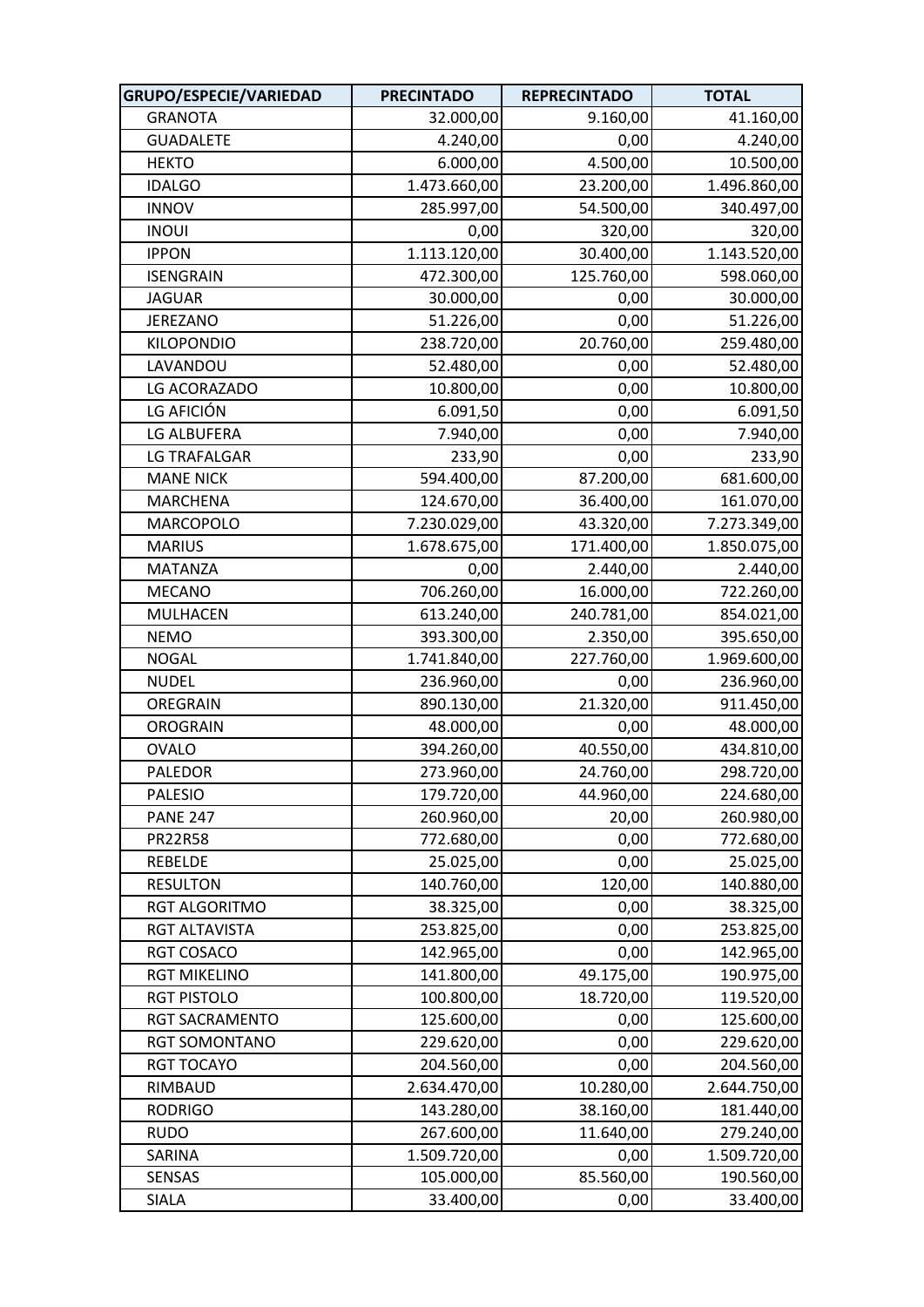| GRUPO/ESPECIE/VARIEDAD | PRECINTADO | REPRECINTADO | TOTAL |
|---|---|---|---|
| GRANOTA | 32.000,00 | 9.160,00 | 41.160,00 |
| GUADALETE | 4.240,00 | 0,00 | 4.240,00 |
| HEKTO | 6.000,00 | 4.500,00 | 10.500,00 |
| IDALGO | 1.473.660,00 | 23.200,00 | 1.496.860,00 |
| INNOV | 285.997,00 | 54.500,00 | 340.497,00 |
| INOUI | 0,00 | 320,00 | 320,00 |
| IPPON | 1.113.120,00 | 30.400,00 | 1.143.520,00 |
| ISENGRAIN | 472.300,00 | 125.760,00 | 598.060,00 |
| JAGUAR | 30.000,00 | 0,00 | 30.000,00 |
| JEREZANO | 51.226,00 | 0,00 | 51.226,00 |
| KILOPONDIO | 238.720,00 | 20.760,00 | 259.480,00 |
| LAVANDOU | 52.480,00 | 0,00 | 52.480,00 |
| LG ACORAZADO | 10.800,00 | 0,00 | 10.800,00 |
| LG AFICIÓN | 6.091,50 | 0,00 | 6.091,50 |
| LG ALBUFERA | 7.940,00 | 0,00 | 7.940,00 |
| LG TRAFALGAR | 233,90 | 0,00 | 233,90 |
| MANE NICK | 594.400,00 | 87.200,00 | 681.600,00 |
| MARCHENA | 124.670,00 | 36.400,00 | 161.070,00 |
| MARCOPOLO | 7.230.029,00 | 43.320,00 | 7.273.349,00 |
| MARIUS | 1.678.675,00 | 171.400,00 | 1.850.075,00 |
| MATANZA | 0,00 | 2.440,00 | 2.440,00 |
| MECANO | 706.260,00 | 16.000,00 | 722.260,00 |
| MULHACEN | 613.240,00 | 240.781,00 | 854.021,00 |
| NEMO | 393.300,00 | 2.350,00 | 395.650,00 |
| NOGAL | 1.741.840,00 | 227.760,00 | 1.969.600,00 |
| NUDEL | 236.960,00 | 0,00 | 236.960,00 |
| OREGRAIN | 890.130,00 | 21.320,00 | 911.450,00 |
| OROGRAIN | 48.000,00 | 0,00 | 48.000,00 |
| OVALO | 394.260,00 | 40.550,00 | 434.810,00 |
| PALEDOR | 273.960,00 | 24.760,00 | 298.720,00 |
| PALESIO | 179.720,00 | 44.960,00 | 224.680,00 |
| PANE 247 | 260.960,00 | 20,00 | 260.980,00 |
| PR22R58 | 772.680,00 | 0,00 | 772.680,00 |
| REBELDE | 25.025,00 | 0,00 | 25.025,00 |
| RESULTON | 140.760,00 | 120,00 | 140.880,00 |
| RGT ALGORITMO | 38.325,00 | 0,00 | 38.325,00 |
| RGT ALTAVISTA | 253.825,00 | 0,00 | 253.825,00 |
| RGT COSACO | 142.965,00 | 0,00 | 142.965,00 |
| RGT MIKELINO | 141.800,00 | 49.175,00 | 190.975,00 |
| RGT PISTOLO | 100.800,00 | 18.720,00 | 119.520,00 |
| RGT SACRAMENTO | 125.600,00 | 0,00 | 125.600,00 |
| RGT SOMONTANO | 229.620,00 | 0,00 | 229.620,00 |
| RGT TOCAYO | 204.560,00 | 0,00 | 204.560,00 |
| RIMBAUD | 2.634.470,00 | 10.280,00 | 2.644.750,00 |
| RODRIGO | 143.280,00 | 38.160,00 | 181.440,00 |
| RUDO | 267.600,00 | 11.640,00 | 279.240,00 |
| SARINA | 1.509.720,00 | 0,00 | 1.509.720,00 |
| SENSAS | 105.000,00 | 85.560,00 | 190.560,00 |
| SIALA | 33.400,00 | 0,00 | 33.400,00 |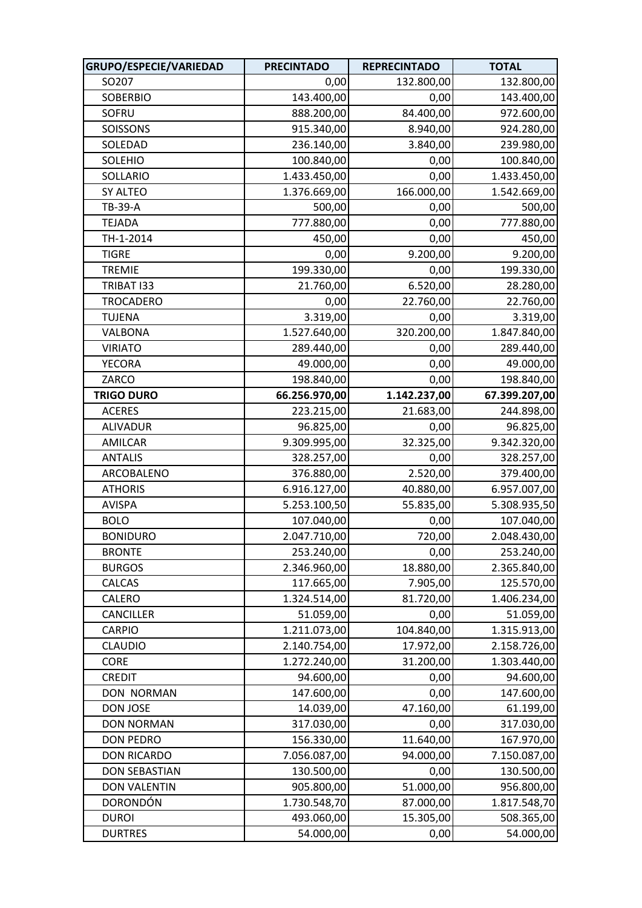| GRUPO/ESPECIE/VARIEDAD | PRECINTADO | REPRECINTADO | TOTAL |
|---|---|---|---|
| SO207 | 0,00 | 132.800,00 | 132.800,00 |
| SOBERBIO | 143.400,00 | 0,00 | 143.400,00 |
| SOFRU | 888.200,00 | 84.400,00 | 972.600,00 |
| SOISSONS | 915.340,00 | 8.940,00 | 924.280,00 |
| SOLEDAD | 236.140,00 | 3.840,00 | 239.980,00 |
| SOLEHIO | 100.840,00 | 0,00 | 100.840,00 |
| SOLLARIO | 1.433.450,00 | 0,00 | 1.433.450,00 |
| SY ALTEO | 1.376.669,00 | 166.000,00 | 1.542.669,00 |
| TB-39-A | 500,00 | 0,00 | 500,00 |
| TEJADA | 777.880,00 | 0,00 | 777.880,00 |
| TH-1-2014 | 450,00 | 0,00 | 450,00 |
| TIGRE | 0,00 | 9.200,00 | 9.200,00 |
| TREMIE | 199.330,00 | 0,00 | 199.330,00 |
| TRIBAT I33 | 21.760,00 | 6.520,00 | 28.280,00 |
| TROCADERO | 0,00 | 22.760,00 | 22.760,00 |
| TUJENA | 3.319,00 | 0,00 | 3.319,00 |
| VALBONA | 1.527.640,00 | 320.200,00 | 1.847.840,00 |
| VIRIATO | 289.440,00 | 0,00 | 289.440,00 |
| YECORA | 49.000,00 | 0,00 | 49.000,00 |
| ZARCO | 198.840,00 | 0,00 | 198.840,00 |
| **TRIGO DURO** | **66.256.970,00** | **1.142.237,00** | **67.399.207,00** |
| ACERES | 223.215,00 | 21.683,00 | 244.898,00 |
| ALIVADUR | 96.825,00 | 0,00 | 96.825,00 |
| AMILCAR | 9.309.995,00 | 32.325,00 | 9.342.320,00 |
| ANTALIS | 328.257,00 | 0,00 | 328.257,00 |
| ARCOBALENO | 376.880,00 | 2.520,00 | 379.400,00 |
| ATHORIS | 6.916.127,00 | 40.880,00 | 6.957.007,00 |
| AVISPA | 5.253.100,50 | 55.835,00 | 5.308.935,50 |
| BOLO | 107.040,00 | 0,00 | 107.040,00 |
| BONIDURO | 2.047.710,00 | 720,00 | 2.048.430,00 |
| BRONTE | 253.240,00 | 0,00 | 253.240,00 |
| BURGOS | 2.346.960,00 | 18.880,00 | 2.365.840,00 |
| CALCAS | 117.665,00 | 7.905,00 | 125.570,00 |
| CALERO | 1.324.514,00 | 81.720,00 | 1.406.234,00 |
| CANCILLER | 51.059,00 | 0,00 | 51.059,00 |
| CARPIO | 1.211.073,00 | 104.840,00 | 1.315.913,00 |
| CLAUDIO | 2.140.754,00 | 17.972,00 | 2.158.726,00 |
| CORE | 1.272.240,00 | 31.200,00 | 1.303.440,00 |
| CREDIT | 94.600,00 | 0,00 | 94.600,00 |
| DON NORMAN | 147.600,00 | 0,00 | 147.600,00 |
| DON JOSE | 14.039,00 | 47.160,00 | 61.199,00 |
| DON NORMAN | 317.030,00 | 0,00 | 317.030,00 |
| DON PEDRO | 156.330,00 | 11.640,00 | 167.970,00 |
| DON RICARDO | 7.056.087,00 | 94.000,00 | 7.150.087,00 |
| DON SEBASTIAN | 130.500,00 | 0,00 | 130.500,00 |
| DON VALENTIN | 905.800,00 | 51.000,00 | 956.800,00 |
| DORONDÓN | 1.730.548,70 | 87.000,00 | 1.817.548,70 |
| DUROI | 493.060,00 | 15.305,00 | 508.365,00 |
| DURTRES | 54.000,00 | 0,00 | 54.000,00 |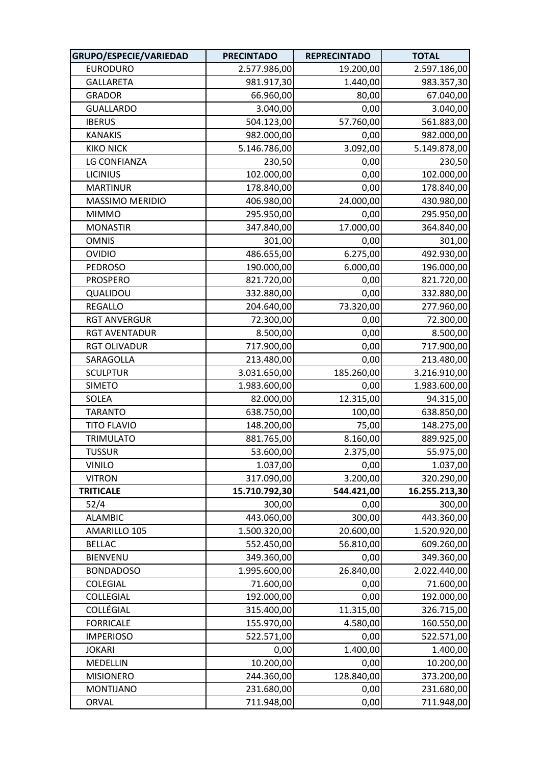| GRUPO/ESPECIE/VARIEDAD | PRECINTADO | REPRECINTADO | TOTAL |
|---|---|---|---|
| EURODURO | 2.577.986,00 | 19.200,00 | 2.597.186,00 |
| GALLARETA | 981.917,30 | 1.440,00 | 983.357,30 |
| GRADOR | 66.960,00 | 80,00 | 67.040,00 |
| GUALLARDO | 3.040,00 | 0,00 | 3.040,00 |
| IBERUS | 504.123,00 | 57.760,00 | 561.883,00 |
| KANAKIS | 982.000,00 | 0,00 | 982.000,00 |
| KIKO NICK | 5.146.786,00 | 3.092,00 | 5.149.878,00 |
| LG CONFIANZA | 230,50 | 0,00 | 230,50 |
| LICINIUS | 102.000,00 | 0,00 | 102.000,00 |
| MARTINUR | 178.840,00 | 0,00 | 178.840,00 |
| MASSIMO MERIDIO | 406.980,00 | 24.000,00 | 430.980,00 |
| MIMMO | 295.950,00 | 0,00 | 295.950,00 |
| MONASTIR | 347.840,00 | 17.000,00 | 364.840,00 |
| OMNIS | 301,00 | 0,00 | 301,00 |
| OVIDIO | 486.655,00 | 6.275,00 | 492.930,00 |
| PEDROSO | 190.000,00 | 6.000,00 | 196.000,00 |
| PROSPERO | 821.720,00 | 0,00 | 821.720,00 |
| QUALIDOU | 332.880,00 | 0,00 | 332.880,00 |
| REGALLO | 204.640,00 | 73.320,00 | 277.960,00 |
| RGT ANVERGUR | 72.300,00 | 0,00 | 72.300,00 |
| RGT AVENTADUR | 8.500,00 | 0,00 | 8.500,00 |
| RGT OLIVADUR | 717.900,00 | 0,00 | 717.900,00 |
| SARAGOLLA | 213.480,00 | 0,00 | 213.480,00 |
| SCULPTUR | 3.031.650,00 | 185.260,00 | 3.216.910,00 |
| SIMETO | 1.983.600,00 | 0,00 | 1.983.600,00 |
| SOLEA | 82.000,00 | 12.315,00 | 94.315,00 |
| TARANTO | 638.750,00 | 100,00 | 638.850,00 |
| TITO FLAVIO | 148.200,00 | 75,00 | 148.275,00 |
| TRIMULATO | 881.765,00 | 8.160,00 | 889.925,00 |
| TUSSUR | 53.600,00 | 2.375,00 | 55.975,00 |
| VINILO | 1.037,00 | 0,00 | 1.037,00 |
| VITRON | 317.090,00 | 3.200,00 | 320.290,00 |
| **TRITICALE** | **15.710.792,30** | **544.421,00** | **16.255.213,30** |
| 52/4 | 300,00 | 0,00 | 300,00 |
| ALAMBIC | 443.060,00 | 300,00 | 443.360,00 |
| AMARILLO 105 | 1.500.320,00 | 20.600,00 | 1.520.920,00 |
| BELLAC | 552.450,00 | 56.810,00 | 609.260,00 |
| BIENVENU | 349.360,00 | 0,00 | 349.360,00 |
| BONDADOSO | 1.995.600,00 | 26.840,00 | 2.022.440,00 |
| COLEGIAL | 71.600,00 | 0,00 | 71.600,00 |
| COLLEGIAL | 192.000,00 | 0,00 | 192.000,00 |
| COLLÉGIAL | 315.400,00 | 11.315,00 | 326.715,00 |
| FORRICALE | 155.970,00 | 4.580,00 | 160.550,00 |
| IMPERIOSO | 522.571,00 | 0,00 | 522.571,00 |
| JOKARI | 0,00 | 1.400,00 | 1.400,00 |
| MEDELLIN | 10.200,00 | 0,00 | 10.200,00 |
| MISIONERO | 244.360,00 | 128.840,00 | 373.200,00 |
| MONTIJANO | 231.680,00 | 0,00 | 231.680,00 |
| ORVAL | 711.948,00 | 0,00 | 711.948,00 |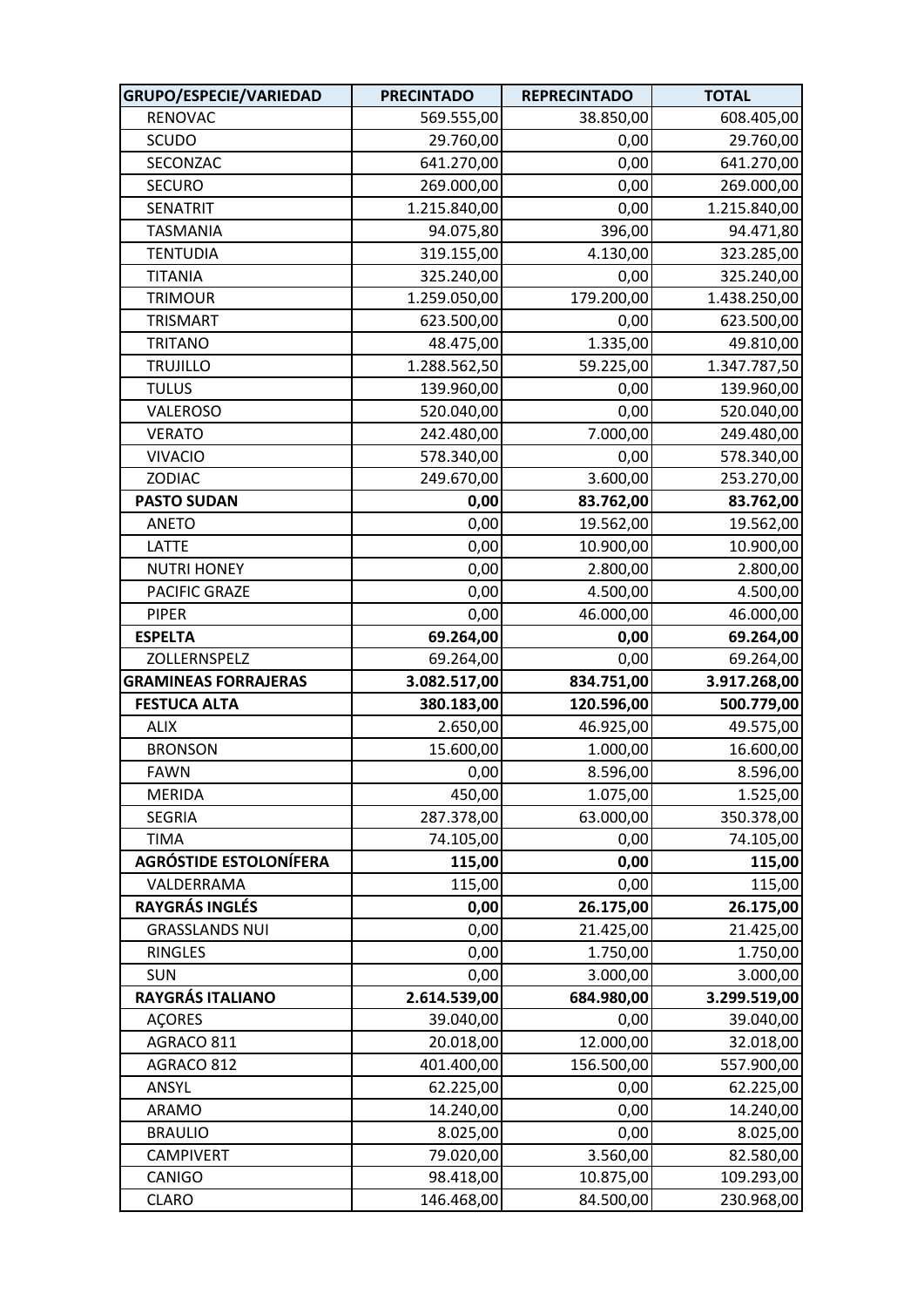| GRUPO/ESPECIE/VARIEDAD | PRECINTADO | REPRECINTADO | TOTAL |
|---|---|---|---|
| RENOVAC | 569.555,00 | 38.850,00 | 608.405,00 |
| SCUDO | 29.760,00 | 0,00 | 29.760,00 |
| SECONZAC | 641.270,00 | 0,00 | 641.270,00 |
| SECURO | 269.000,00 | 0,00 | 269.000,00 |
| SENATRIT | 1.215.840,00 | 0,00 | 1.215.840,00 |
| TASMANIA | 94.075,80 | 396,00 | 94.471,80 |
| TENTUDIA | 319.155,00 | 4.130,00 | 323.285,00 |
| TITANIA | 325.240,00 | 0,00 | 325.240,00 |
| TRIMOUR | 1.259.050,00 | 179.200,00 | 1.438.250,00 |
| TRISMART | 623.500,00 | 0,00 | 623.500,00 |
| TRITANO | 48.475,00 | 1.335,00 | 49.810,00 |
| TRUJILLO | 1.288.562,50 | 59.225,00 | 1.347.787,50 |
| TULUS | 139.960,00 | 0,00 | 139.960,00 |
| VALEROSO | 520.040,00 | 0,00 | 520.040,00 |
| VERATO | 242.480,00 | 7.000,00 | 249.480,00 |
| VIVACIO | 578.340,00 | 0,00 | 578.340,00 |
| ZODIAC | 249.670,00 | 3.600,00 | 253.270,00 |
| **PASTO SUDAN** | **0,00** | **83.762,00** | **83.762,00** |
| ANETO | 0,00 | 19.562,00 | 19.562,00 |
| LATTE | 0,00 | 10.900,00 | 10.900,00 |
| NUTRI HONEY | 0,00 | 2.800,00 | 2.800,00 |
| PACIFIC GRAZE | 0,00 | 4.500,00 | 4.500,00 |
| PIPER | 0,00 | 46.000,00 | 46.000,00 |
| **ESPELTA** | **69.264,00** | **0,00** | **69.264,00** |
| ZOLLERNSPELZ | 69.264,00 | 0,00 | 69.264,00 |
| **GRAMINEAS FORRAJERAS** | **3.082.517,00** | **834.751,00** | **3.917.268,00** |
| **FESTUCA ALTA** | **380.183,00** | **120.596,00** | **500.779,00** |
| ALIX | 2.650,00 | 46.925,00 | 49.575,00 |
| BRONSON | 15.600,00 | 1.000,00 | 16.600,00 |
| FAWN | 0,00 | 8.596,00 | 8.596,00 |
| MERIDA | 450,00 | 1.075,00 | 1.525,00 |
| SEGRIA | 287.378,00 | 63.000,00 | 350.378,00 |
| TIMA | 74.105,00 | 0,00 | 74.105,00 |
| **AGRÓSTIDE ESTOLONÍFERA** | **115,00** | **0,00** | **115,00** |
| VALDERRAMA | 115,00 | 0,00 | 115,00 |
| **RAYGRÁS INGLÉS** | **0,00** | **26.175,00** | **26.175,00** |
| GRASSLANDS NUI | 0,00 | 21.425,00 | 21.425,00 |
| RINGLES | 0,00 | 1.750,00 | 1.750,00 |
| SUN | 0,00 | 3.000,00 | 3.000,00 |
| **RAYGRÁS ITALIANO** | **2.614.539,00** | **684.980,00** | **3.299.519,00** |
| AÇORES | 39.040,00 | 0,00 | 39.040,00 |
| AGRACO 811 | 20.018,00 | 12.000,00 | 32.018,00 |
| AGRACO 812 | 401.400,00 | 156.500,00 | 557.900,00 |
| ANSYL | 62.225,00 | 0,00 | 62.225,00 |
| ARAMO | 14.240,00 | 0,00 | 14.240,00 |
| BRAULIO | 8.025,00 | 0,00 | 8.025,00 |
| CAMPIVERT | 79.020,00 | 3.560,00 | 82.580,00 |
| CANIGO | 98.418,00 | 10.875,00 | 109.293,00 |
| CLARO | 146.468,00 | 84.500,00 | 230.968,00 |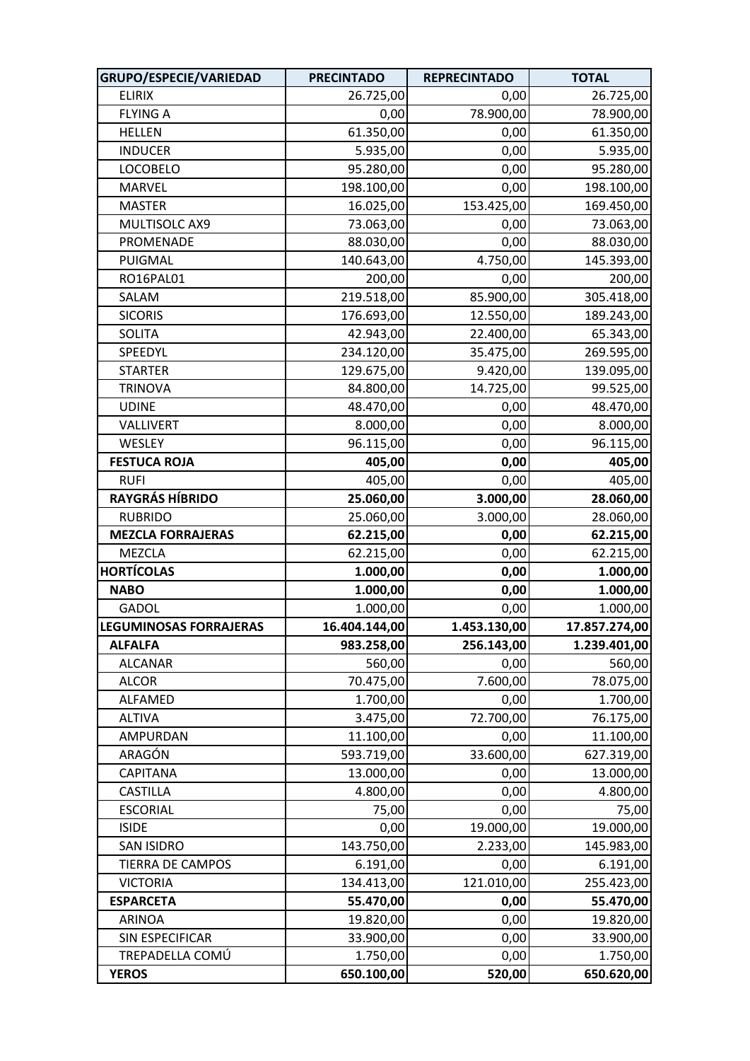| GRUPO/ESPECIE/VARIEDAD | PRECINTADO | REPRECINTADO | TOTAL |
|---|---|---|---|
| ELIRIX | 26.725,00 | 0,00 | 26.725,00 |
| FLYING A | 0,00 | 78.900,00 | 78.900,00 |
| HELLEN | 61.350,00 | 0,00 | 61.350,00 |
| INDUCER | 5.935,00 | 0,00 | 5.935,00 |
| LOCOBELO | 95.280,00 | 0,00 | 95.280,00 |
| MARVEL | 198.100,00 | 0,00 | 198.100,00 |
| MASTER | 16.025,00 | 153.425,00 | 169.450,00 |
| MULTISOLC AX9 | 73.063,00 | 0,00 | 73.063,00 |
| PROMENADE | 88.030,00 | 0,00 | 88.030,00 |
| PUIGMAL | 140.643,00 | 4.750,00 | 145.393,00 |
| RO16PAL01 | 200,00 | 0,00 | 200,00 |
| SALAM | 219.518,00 | 85.900,00 | 305.418,00 |
| SICORIS | 176.693,00 | 12.550,00 | 189.243,00 |
| SOLITA | 42.943,00 | 22.400,00 | 65.343,00 |
| SPEEDYL | 234.120,00 | 35.475,00 | 269.595,00 |
| STARTER | 129.675,00 | 9.420,00 | 139.095,00 |
| TRINOVA | 84.800,00 | 14.725,00 | 99.525,00 |
| UDINE | 48.470,00 | 0,00 | 48.470,00 |
| VALLIVERT | 8.000,00 | 0,00 | 8.000,00 |
| WESLEY | 96.115,00 | 0,00 | 96.115,00 |
| **FESTUCA ROJA** | **405,00** | **0,00** | **405,00** |
| RUFI | 405,00 | 0,00 | 405,00 |
| **RAYGRÁS HÍBRIDO** | **25.060,00** | **3.000,00** | **28.060,00** |
| RUBRIDO | 25.060,00 | 3.000,00 | 28.060,00 |
| **MEZCLA FORRAJERAS** | **62.215,00** | **0,00** | **62.215,00** |
| MEZCLA | 62.215,00 | 0,00 | 62.215,00 |
| **HORTÍCOLAS** | **1.000,00** | **0,00** | **1.000,00** |
| **NABO** | **1.000,00** | **0,00** | **1.000,00** |
| GADOL | 1.000,00 | 0,00 | 1.000,00 |
| **LEGUMINOSAS FORRAJERAS** | **16.404.144,00** | **1.453.130,00** | **17.857.274,00** |
| **ALFALFA** | **983.258,00** | **256.143,00** | **1.239.401,00** |
| ALCANAR | 560,00 | 0,00 | 560,00 |
| ALCOR | 70.475,00 | 7.600,00 | 78.075,00 |
| ALFAMED | 1.700,00 | 0,00 | 1.700,00 |
| ALTIVA | 3.475,00 | 72.700,00 | 76.175,00 |
| AMPURDAN | 11.100,00 | 0,00 | 11.100,00 |
| ARAGÓN | 593.719,00 | 33.600,00 | 627.319,00 |
| CAPITANA | 13.000,00 | 0,00 | 13.000,00 |
| CASTILLA | 4.800,00 | 0,00 | 4.800,00 |
| ESCORIAL | 75,00 | 0,00 | 75,00 |
| ISIDE | 0,00 | 19.000,00 | 19.000,00 |
| SAN ISIDRO | 143.750,00 | 2.233,00 | 145.983,00 |
| TIERRA DE CAMPOS | 6.191,00 | 0,00 | 6.191,00 |
| VICTORIA | 134.413,00 | 121.010,00 | 255.423,00 |
| **ESPARCETA** | **55.470,00** | **0,00** | **55.470,00** |
| ARINOA | 19.820,00 | 0,00 | 19.820,00 |
| SIN ESPECIFICAR | 33.900,00 | 0,00 | 33.900,00 |
| TREPADELLA COMÚ | 1.750,00 | 0,00 | 1.750,00 |
| **YEROS** | **650.100,00** | **520,00** | **650.620,00** |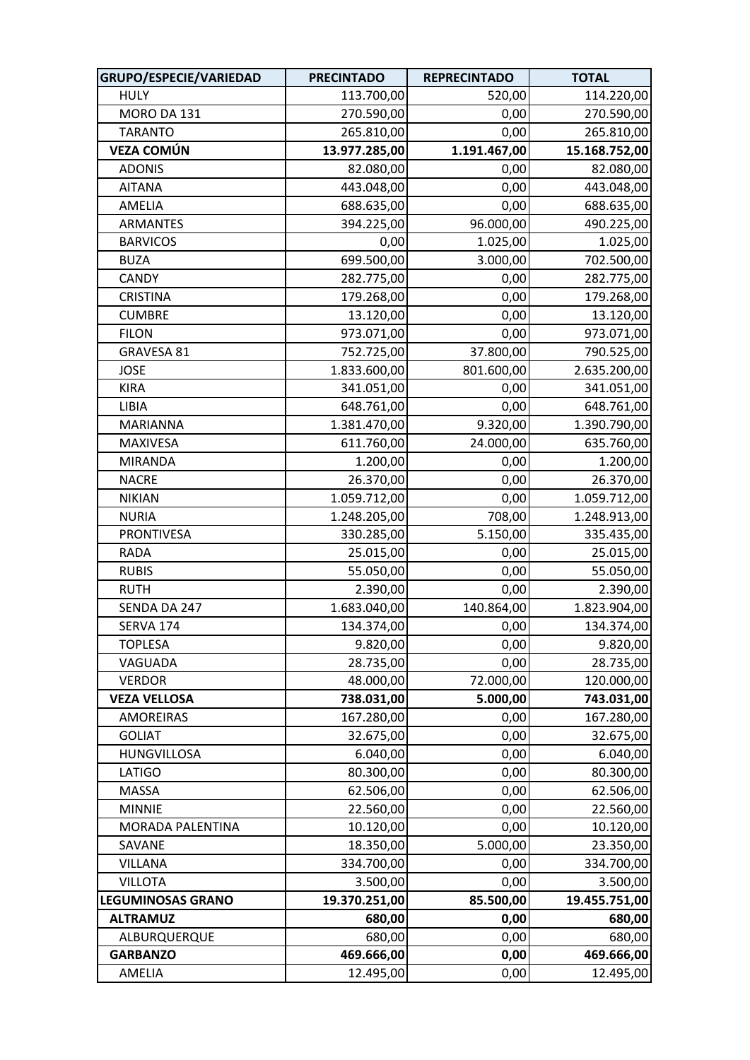| GRUPO/ESPECIE/VARIEDAD | PRECINTADO | REPRECINTADO | TOTAL |
|---|---|---|---|
| HULY | 113.700,00 | 520,00 | 114.220,00 |
| MORO DA 131 | 270.590,00 | 0,00 | 270.590,00 |
| TARANTO | 265.810,00 | 0,00 | 265.810,00 |
| **VEZA COMÚN** | **13.977.285,00** | **1.191.467,00** | **15.168.752,00** |
| ADONIS | 82.080,00 | 0,00 | 82.080,00 |
| AITANA | 443.048,00 | 0,00 | 443.048,00 |
| AMELIA | 688.635,00 | 0,00 | 688.635,00 |
| ARMANTES | 394.225,00 | 96.000,00 | 490.225,00 |
| BARVICOS | 0,00 | 1.025,00 | 1.025,00 |
| BUZA | 699.500,00 | 3.000,00 | 702.500,00 |
| CANDY | 282.775,00 | 0,00 | 282.775,00 |
| CRISTINA | 179.268,00 | 0,00 | 179.268,00 |
| CUMBRE | 13.120,00 | 0,00 | 13.120,00 |
| FILON | 973.071,00 | 0,00 | 973.071,00 |
| GRAVESA 81 | 752.725,00 | 37.800,00 | 790.525,00 |
| JOSE | 1.833.600,00 | 801.600,00 | 2.635.200,00 |
| KIRA | 341.051,00 | 0,00 | 341.051,00 |
| LIBIA | 648.761,00 | 0,00 | 648.761,00 |
| MARIANNA | 1.381.470,00 | 9.320,00 | 1.390.790,00 |
| MAXIVESA | 611.760,00 | 24.000,00 | 635.760,00 |
| MIRANDA | 1.200,00 | 0,00 | 1.200,00 |
| NACRE | 26.370,00 | 0,00 | 26.370,00 |
| NIKIAN | 1.059.712,00 | 0,00 | 1.059.712,00 |
| NURIA | 1.248.205,00 | 708,00 | 1.248.913,00 |
| PRONTIVESA | 330.285,00 | 5.150,00 | 335.435,00 |
| RADA | 25.015,00 | 0,00 | 25.015,00 |
| RUBIS | 55.050,00 | 0,00 | 55.050,00 |
| RUTH | 2.390,00 | 0,00 | 2.390,00 |
| SENDA DA 247 | 1.683.040,00 | 140.864,00 | 1.823.904,00 |
| SERVA 174 | 134.374,00 | 0,00 | 134.374,00 |
| TOPLESA | 9.820,00 | 0,00 | 9.820,00 |
| VAGUADA | 28.735,00 | 0,00 | 28.735,00 |
| VERDOR | 48.000,00 | 72.000,00 | 120.000,00 |
| **VEZA VELLOSA** | **738.031,00** | **5.000,00** | **743.031,00** |
| AMOREIRAS | 167.280,00 | 0,00 | 167.280,00 |
| GOLIAT | 32.675,00 | 0,00 | 32.675,00 |
| HUNGVILLOSA | 6.040,00 | 0,00 | 6.040,00 |
| LATIGO | 80.300,00 | 0,00 | 80.300,00 |
| MASSA | 62.506,00 | 0,00 | 62.506,00 |
| MINNIE | 22.560,00 | 0,00 | 22.560,00 |
| MORADA PALENTINA | 10.120,00 | 0,00 | 10.120,00 |
| SAVANE | 18.350,00 | 5.000,00 | 23.350,00 |
| VILLANA | 334.700,00 | 0,00 | 334.700,00 |
| VILLOTA | 3.500,00 | 0,00 | 3.500,00 |
| **LEGUMINOSAS GRANO** | **19.370.251,00** | **85.500,00** | **19.455.751,00** |
| **ALTRAMUZ** | **680,00** | **0,00** | **680,00** |
| ALBURQUERQUE | 680,00 | 0,00 | 680,00 |
| **GARBANZO** | **469.666,00** | **0,00** | **469.666,00** |
| AMELIA | 12.495,00 | 0,00 | 12.495,00 |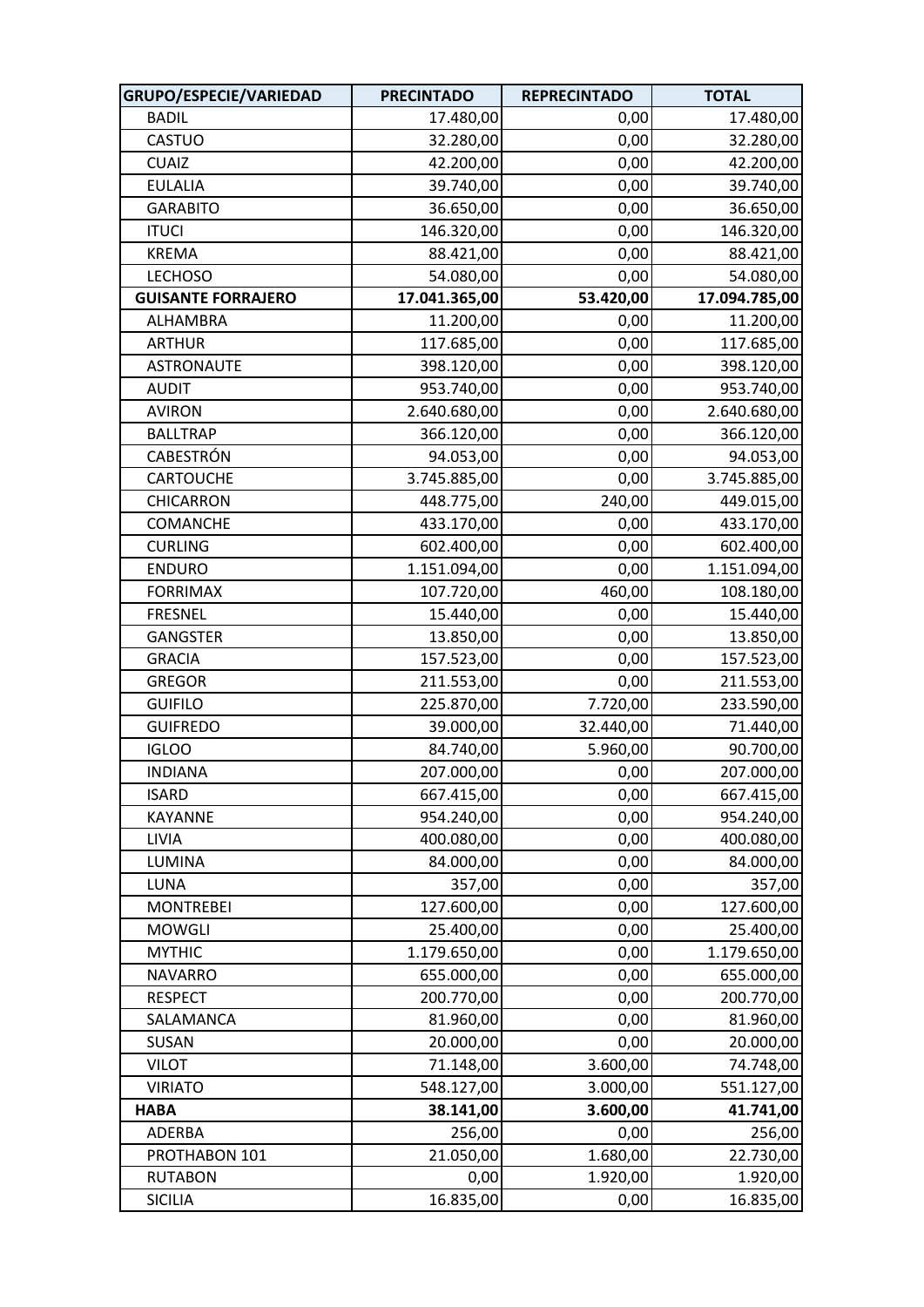| GRUPO/ESPECIE/VARIEDAD | PRECINTADO | REPRECINTADO | TOTAL |
|---|---|---|---|
| BADIL | 17.480,00 | 0,00 | 17.480,00 |
| CASTUO | 32.280,00 | 0,00 | 32.280,00 |
| CUAIZ | 42.200,00 | 0,00 | 42.200,00 |
| EULALIA | 39.740,00 | 0,00 | 39.740,00 |
| GARABITO | 36.650,00 | 0,00 | 36.650,00 |
| ITUCI | 146.320,00 | 0,00 | 146.320,00 |
| KREMA | 88.421,00 | 0,00 | 88.421,00 |
| LECHOSO | 54.080,00 | 0,00 | 54.080,00 |
| **GUISANTE FORRAJERO** | **17.041.365,00** | **53.420,00** | **17.094.785,00** |
| ALHAMBRA | 11.200,00 | 0,00 | 11.200,00 |
| ARTHUR | 117.685,00 | 0,00 | 117.685,00 |
| ASTRONAUTE | 398.120,00 | 0,00 | 398.120,00 |
| AUDIT | 953.740,00 | 0,00 | 953.740,00 |
| AVIRON | 2.640.680,00 | 0,00 | 2.640.680,00 |
| BALLTRAP | 366.120,00 | 0,00 | 366.120,00 |
| CABESTRÓN | 94.053,00 | 0,00 | 94.053,00 |
| CARTOUCHE | 3.745.885,00 | 0,00 | 3.745.885,00 |
| CHICARRON | 448.775,00 | 240,00 | 449.015,00 |
| COMANCHE | 433.170,00 | 0,00 | 433.170,00 |
| CURLING | 602.400,00 | 0,00 | 602.400,00 |
| ENDURO | 1.151.094,00 | 0,00 | 1.151.094,00 |
| FORRIMAX | 107.720,00 | 460,00 | 108.180,00 |
| FRESNEL | 15.440,00 | 0,00 | 15.440,00 |
| GANGSTER | 13.850,00 | 0,00 | 13.850,00 |
| GRACIA | 157.523,00 | 0,00 | 157.523,00 |
| GREGOR | 211.553,00 | 0,00 | 211.553,00 |
| GUIFILO | 225.870,00 | 7.720,00 | 233.590,00 |
| GUIFREDO | 39.000,00 | 32.440,00 | 71.440,00 |
| IGLOO | 84.740,00 | 5.960,00 | 90.700,00 |
| INDIANA | 207.000,00 | 0,00 | 207.000,00 |
| ISARD | 667.415,00 | 0,00 | 667.415,00 |
| KAYANNE | 954.240,00 | 0,00 | 954.240,00 |
| LIVIA | 400.080,00 | 0,00 | 400.080,00 |
| LUMINA | 84.000,00 | 0,00 | 84.000,00 |
| LUNA | 357,00 | 0,00 | 357,00 |
| MONTREBEI | 127.600,00 | 0,00 | 127.600,00 |
| MOWGLI | 25.400,00 | 0,00 | 25.400,00 |
| MYTHIC | 1.179.650,00 | 0,00 | 1.179.650,00 |
| NAVARRO | 655.000,00 | 0,00 | 655.000,00 |
| RESPECT | 200.770,00 | 0,00 | 200.770,00 |
| SALAMANCA | 81.960,00 | 0,00 | 81.960,00 |
| SUSAN | 20.000,00 | 0,00 | 20.000,00 |
| VILOT | 71.148,00 | 3.600,00 | 74.748,00 |
| VIRIATO | 548.127,00 | 3.000,00 | 551.127,00 |
| **HABA** | **38.141,00** | **3.600,00** | **41.741,00** |
| ADERBA | 256,00 | 0,00 | 256,00 |
| PROTHABON 101 | 21.050,00 | 1.680,00 | 22.730,00 |
| RUTABON | 0,00 | 1.920,00 | 1.920,00 |
| SICILIA | 16.835,00 | 0,00 | 16.835,00 |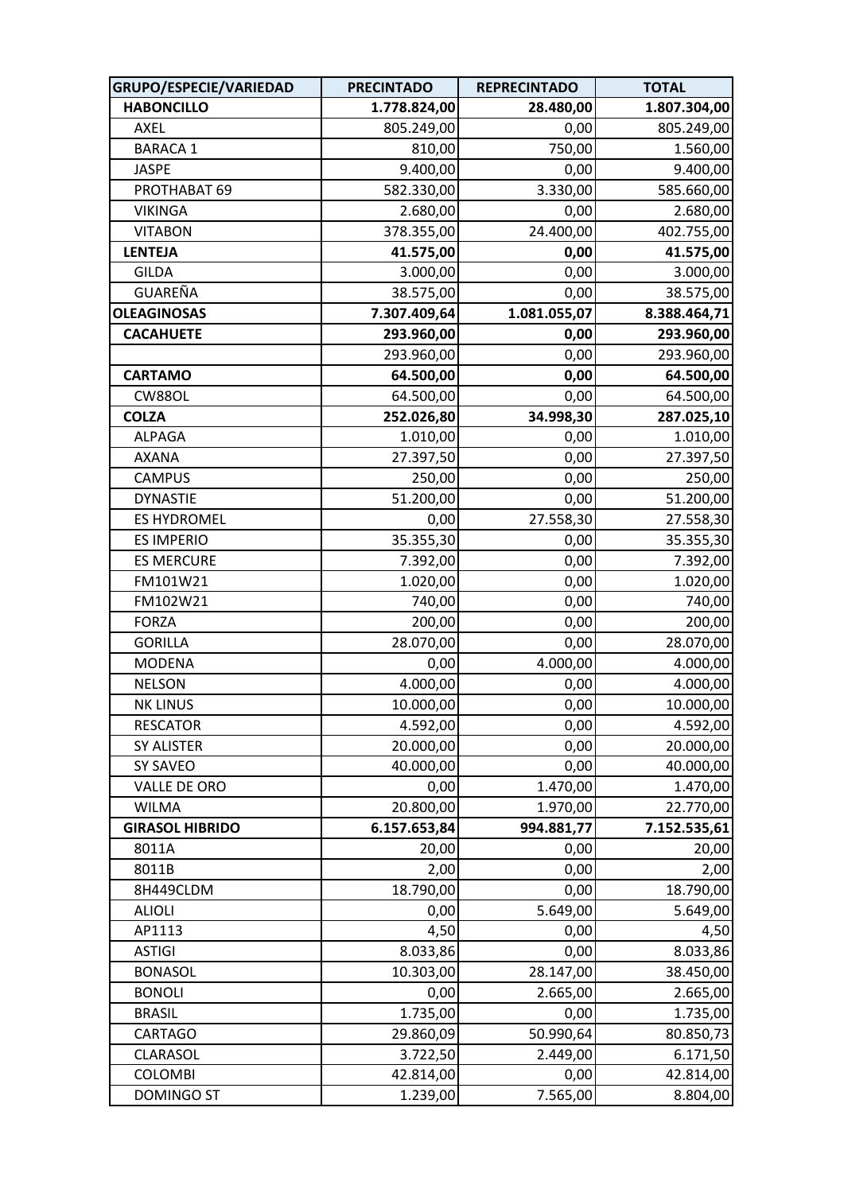| GRUPO/ESPECIE/VARIEDAD | PRECINTADO | REPRECINTADO | TOTAL |
|---|---|---|---|
| **HABONCILLO** | **1.778.824,00** | **28.480,00** | **1.807.304,00** |
| AXEL | 805.249,00 | 0,00 | 805.249,00 |
| BARACA 1 | 810,00 | 750,00 | 1.560,00 |
| JASPE | 9.400,00 | 0,00 | 9.400,00 |
| PROTHABAT 69 | 582.330,00 | 3.330,00 | 585.660,00 |
| VIKINGA | 2.680,00 | 0,00 | 2.680,00 |
| VITABON | 378.355,00 | 24.400,00 | 402.755,00 |
| **LENTEJA** | **41.575,00** | **0,00** | **41.575,00** |
| GILDA | 3.000,00 | 0,00 | 3.000,00 |
| GUAREÑA | 38.575,00 | 0,00 | 38.575,00 |
| **OLEAGINOSAS** | **7.307.409,64** | **1.081.055,07** | **8.388.464,71** |
| **CACAHUETE** | **293.960,00** | **0,00** | **293.960,00** |
| | 293.960,00 | 0,00 | 293.960,00 |
| **CARTAMO** | **64.500,00** | **0,00** | **64.500,00** |
| CW88OL | 64.500,00 | 0,00 | 64.500,00 |
| **COLZA** | **252.026,80** | **34.998,30** | **287.025,10** |
| ALPAGA | 1.010,00 | 0,00 | 1.010,00 |
| AXANA | 27.397,50 | 0,00 | 27.397,50 |
| CAMPUS | 250,00 | 0,00 | 250,00 |
| DYNASTIE | 51.200,00 | 0,00 | 51.200,00 |
| ES HYDROMEL | 0,00 | 27.558,30 | 27.558,30 |
| ES IMPERIO | 35.355,30 | 0,00 | 35.355,30 |
| ES MERCURE | 7.392,00 | 0,00 | 7.392,00 |
| FM101W21 | 1.020,00 | 0,00 | 1.020,00 |
| FM102W21 | 740,00 | 0,00 | 740,00 |
| FORZA | 200,00 | 0,00 | 200,00 |
| GORILLA | 28.070,00 | 0,00 | 28.070,00 |
| MODENA | 0,00 | 4.000,00 | 4.000,00 |
| NELSON | 4.000,00 | 0,00 | 4.000,00 |
| NK LINUS | 10.000,00 | 0,00 | 10.000,00 |
| RESCATOR | 4.592,00 | 0,00 | 4.592,00 |
| SY ALISTER | 20.000,00 | 0,00 | 20.000,00 |
| SY SAVEO | 40.000,00 | 0,00 | 40.000,00 |
| VALLE DE ORO | 0,00 | 1.470,00 | 1.470,00 |
| WILMA | 20.800,00 | 1.970,00 | 22.770,00 |
| **GIRASOL HIBRIDO** | **6.157.653,84** | **994.881,77** | **7.152.535,61** |
| 8011A | 20,00 | 0,00 | 20,00 |
| 8011B | 2,00 | 0,00 | 2,00 |
| 8H449CLDM | 18.790,00 | 0,00 | 18.790,00 |
| ALIOLI | 0,00 | 5.649,00 | 5.649,00 |
| AP1113 | 4,50 | 0,00 | 4,50 |
| ASTIGI | 8.033,86 | 0,00 | 8.033,86 |
| BONASOL | 10.303,00 | 28.147,00 | 38.450,00 |
| BONOLI | 0,00 | 2.665,00 | 2.665,00 |
| BRASIL | 1.735,00 | 0,00 | 1.735,00 |
| CARTAGO | 29.860,09 | 50.990,64 | 80.850,73 |
| CLARASOL | 3.722,50 | 2.449,00 | 6.171,50 |
| COLOMBI | 42.814,00 | 0,00 | 42.814,00 |
| DOMINGO ST | 1.239,00 | 7.565,00 | 8.804,00 |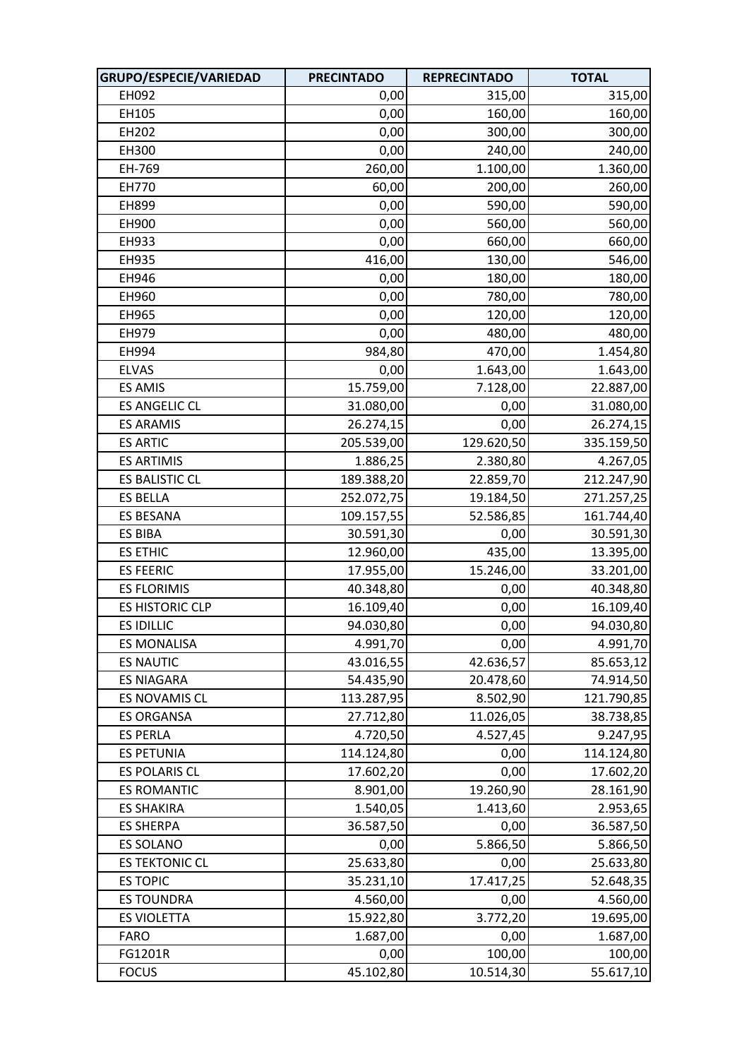| GRUPO/ESPECIE/VARIEDAD | PRECINTADO | REPRECINTADO | TOTAL |
|---|---|---|---|
| EH092 | 0,00 | 315,00 | 315,00 |
| EH105 | 0,00 | 160,00 | 160,00 |
| EH202 | 0,00 | 300,00 | 300,00 |
| EH300 | 0,00 | 240,00 | 240,00 |
| EH-769 | 260,00 | 1.100,00 | 1.360,00 |
| EH770 | 60,00 | 200,00 | 260,00 |
| EH899 | 0,00 | 590,00 | 590,00 |
| EH900 | 0,00 | 560,00 | 560,00 |
| EH933 | 0,00 | 660,00 | 660,00 |
| EH935 | 416,00 | 130,00 | 546,00 |
| EH946 | 0,00 | 180,00 | 180,00 |
| EH960 | 0,00 | 780,00 | 780,00 |
| EH965 | 0,00 | 120,00 | 120,00 |
| EH979 | 0,00 | 480,00 | 480,00 |
| EH994 | 984,80 | 470,00 | 1.454,80 |
| ELVAS | 0,00 | 1.643,00 | 1.643,00 |
| ES AMIS | 15.759,00 | 7.128,00 | 22.887,00 |
| ES ANGELIC CL | 31.080,00 | 0,00 | 31.080,00 |
| ES ARAMIS | 26.274,15 | 0,00 | 26.274,15 |
| ES ARTIC | 205.539,00 | 129.620,50 | 335.159,50 |
| ES ARTIMIS | 1.886,25 | 2.380,80 | 4.267,05 |
| ES BALISTIC CL | 189.388,20 | 22.859,70 | 212.247,90 |
| ES BELLA | 252.072,75 | 19.184,50 | 271.257,25 |
| ES BESANA | 109.157,55 | 52.586,85 | 161.744,40 |
| ES BIBA | 30.591,30 | 0,00 | 30.591,30 |
| ES ETHIC | 12.960,00 | 435,00 | 13.395,00 |
| ES FEERIC | 17.955,00 | 15.246,00 | 33.201,00 |
| ES FLORIMIS | 40.348,80 | 0,00 | 40.348,80 |
| ES HISTORIC CLP | 16.109,40 | 0,00 | 16.109,40 |
| ES IDILLIC | 94.030,80 | 0,00 | 94.030,80 |
| ES MONALISA | 4.991,70 | 0,00 | 4.991,70 |
| ES NAUTIC | 43.016,55 | 42.636,57 | 85.653,12 |
| ES NIAGARA | 54.435,90 | 20.478,60 | 74.914,50 |
| ES NOVAMIS CL | 113.287,95 | 8.502,90 | 121.790,85 |
| ES ORGANSA | 27.712,80 | 11.026,05 | 38.738,85 |
| ES PERLA | 4.720,50 | 4.527,45 | 9.247,95 |
| ES PETUNIA | 114.124,80 | 0,00 | 114.124,80 |
| ES POLARIS CL | 17.602,20 | 0,00 | 17.602,20 |
| ES ROMANTIC | 8.901,00 | 19.260,90 | 28.161,90 |
| ES SHAKIRA | 1.540,05 | 1.413,60 | 2.953,65 |
| ES SHERPA | 36.587,50 | 0,00 | 36.587,50 |
| ES SOLANO | 0,00 | 5.866,50 | 5.866,50 |
| ES TEKTONIC CL | 25.633,80 | 0,00 | 25.633,80 |
| ES TOPIC | 35.231,10 | 17.417,25 | 52.648,35 |
| ES TOUNDRA | 4.560,00 | 0,00 | 4.560,00 |
| ES VIOLETTA | 15.922,80 | 3.772,20 | 19.695,00 |
| FARO | 1.687,00 | 0,00 | 1.687,00 |
| FG1201R | 0,00 | 100,00 | 100,00 |
| FOCUS | 45.102,80 | 10.514,30 | 55.617,10 |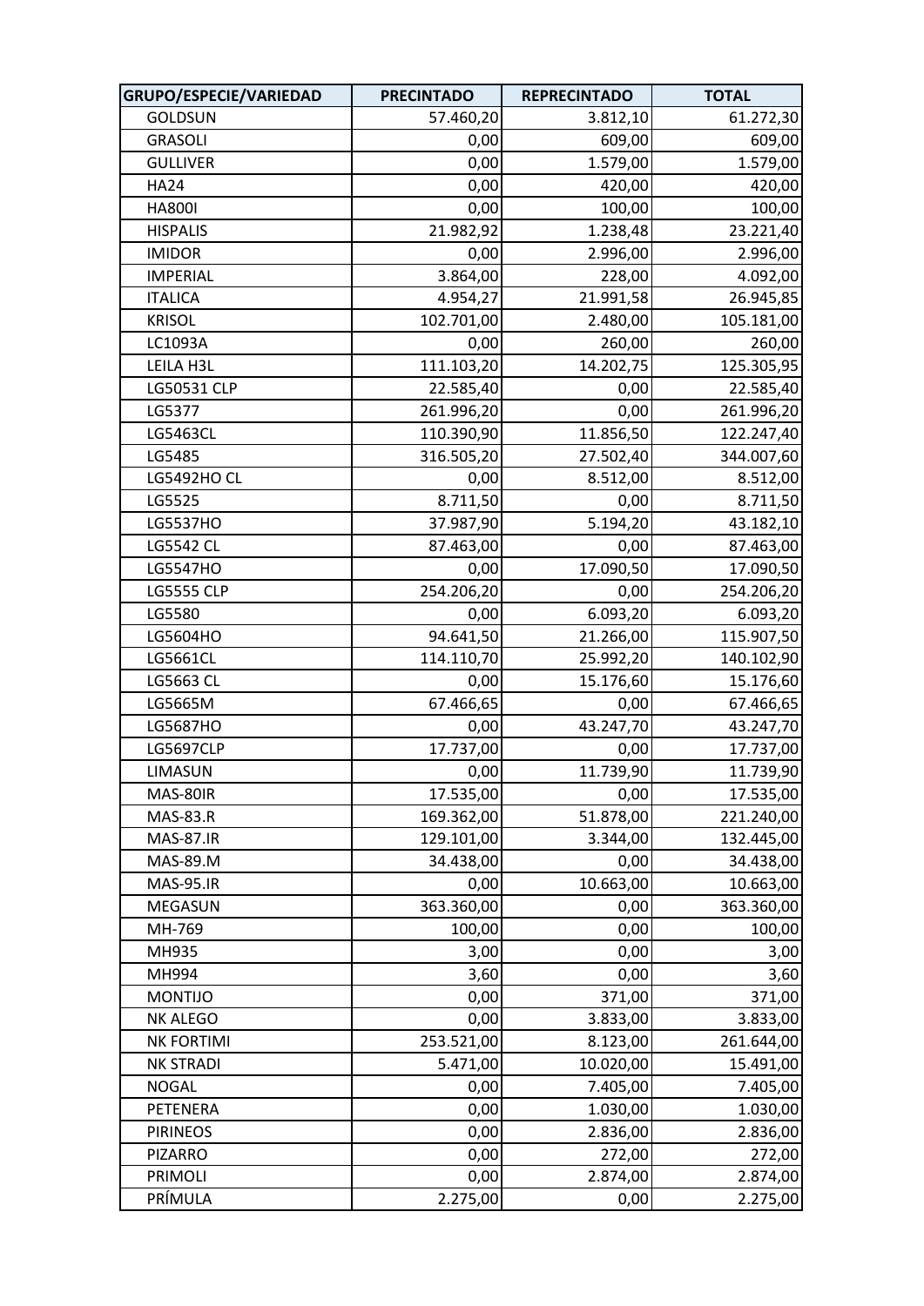| GRUPO/ESPECIE/VARIEDAD | PRECINTADO | REPRECINTADO | TOTAL |
|---|---|---|---|
| GOLDSUN | 57.460,20 | 3.812,10 | 61.272,30 |
| GRASOLI | 0,00 | 609,00 | 609,00 |
| GULLIVER | 0,00 | 1.579,00 | 1.579,00 |
| HA24 | 0,00 | 420,00 | 420,00 |
| HA800I | 0,00 | 100,00 | 100,00 |
| HISPALIS | 21.982,92 | 1.238,48 | 23.221,40 |
| IMIDOR | 0,00 | 2.996,00 | 2.996,00 |
| IMPERIAL | 3.864,00 | 228,00 | 4.092,00 |
| ITALICA | 4.954,27 | 21.991,58 | 26.945,85 |
| KRISOL | 102.701,00 | 2.480,00 | 105.181,00 |
| LC1093A | 0,00 | 260,00 | 260,00 |
| LEILA H3L | 111.103,20 | 14.202,75 | 125.305,95 |
| LG50531 CLP | 22.585,40 | 0,00 | 22.585,40 |
| LG5377 | 261.996,20 | 0,00 | 261.996,20 |
| LG5463CL | 110.390,90 | 11.856,50 | 122.247,40 |
| LG5485 | 316.505,20 | 27.502,40 | 344.007,60 |
| LG5492HO CL | 0,00 | 8.512,00 | 8.512,00 |
| LG5525 | 8.711,50 | 0,00 | 8.711,50 |
| LG5537HO | 37.987,90 | 5.194,20 | 43.182,10 |
| LG5542 CL | 87.463,00 | 0,00 | 87.463,00 |
| LG5547HO | 0,00 | 17.090,50 | 17.090,50 |
| LG5555 CLP | 254.206,20 | 0,00 | 254.206,20 |
| LG5580 | 0,00 | 6.093,20 | 6.093,20 |
| LG5604HO | 94.641,50 | 21.266,00 | 115.907,50 |
| LG5661CL | 114.110,70 | 25.992,20 | 140.102,90 |
| LG5663 CL | 0,00 | 15.176,60 | 15.176,60 |
| LG5665M | 67.466,65 | 0,00 | 67.466,65 |
| LG5687HO | 0,00 | 43.247,70 | 43.247,70 |
| LG5697CLP | 17.737,00 | 0,00 | 17.737,00 |
| LIMASUN | 0,00 | 11.739,90 | 11.739,90 |
| MAS-80IR | 17.535,00 | 0,00 | 17.535,00 |
| MAS-83.R | 169.362,00 | 51.878,00 | 221.240,00 |
| MAS-87.IR | 129.101,00 | 3.344,00 | 132.445,00 |
| MAS-89.M | 34.438,00 | 0,00 | 34.438,00 |
| MAS-95.IR | 0,00 | 10.663,00 | 10.663,00 |
| MEGASUN | 363.360,00 | 0,00 | 363.360,00 |
| MH-769 | 100,00 | 0,00 | 100,00 |
| MH935 | 3,00 | 0,00 | 3,00 |
| MH994 | 3,60 | 0,00 | 3,60 |
| MONTIJO | 0,00 | 371,00 | 371,00 |
| NK ALEGO | 0,00 | 3.833,00 | 3.833,00 |
| NK FORTIMI | 253.521,00 | 8.123,00 | 261.644,00 |
| NK STRADI | 5.471,00 | 10.020,00 | 15.491,00 |
| NOGAL | 0,00 | 7.405,00 | 7.405,00 |
| PETENERA | 0,00 | 1.030,00 | 1.030,00 |
| PIRINEOS | 0,00 | 2.836,00 | 2.836,00 |
| PIZARRO | 0,00 | 272,00 | 272,00 |
| PRIMOLI | 0,00 | 2.874,00 | 2.874,00 |
| PRÍMULA | 2.275,00 | 0,00 | 2.275,00 |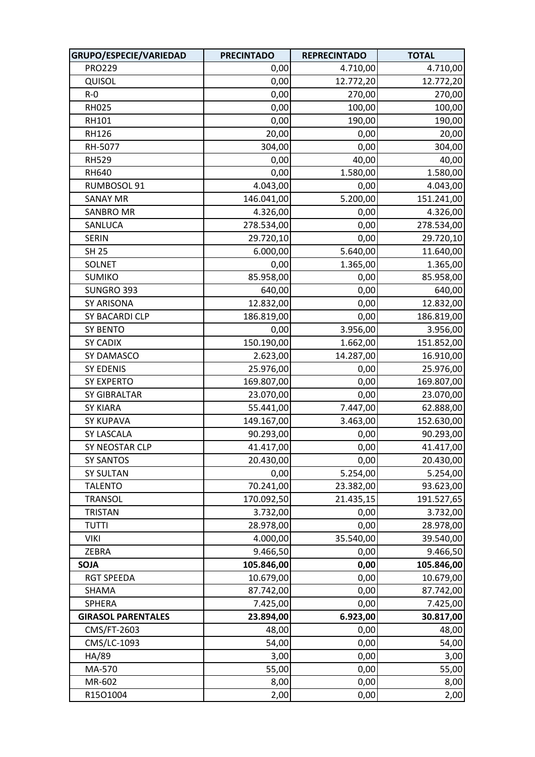| GRUPO/ESPECIE/VARIEDAD | PRECINTADO | REPRECINTADO | TOTAL |
|---|---|---|---|
| PRO229 | 0,00 | 4.710,00 | 4.710,00 |
| QUISOL | 0,00 | 12.772,20 | 12.772,20 |
| R-0 | 0,00 | 270,00 | 270,00 |
| RH025 | 0,00 | 100,00 | 100,00 |
| RH101 | 0,00 | 190,00 | 190,00 |
| RH126 | 20,00 | 0,00 | 20,00 |
| RH-5077 | 304,00 | 0,00 | 304,00 |
| RH529 | 0,00 | 40,00 | 40,00 |
| RH640 | 0,00 | 1.580,00 | 1.580,00 |
| RUMBOSOL 91 | 4.043,00 | 0,00 | 4.043,00 |
| SANAY MR | 146.041,00 | 5.200,00 | 151.241,00 |
| SANBRO MR | 4.326,00 | 0,00 | 4.326,00 |
| SANLUCA | 278.534,00 | 0,00 | 278.534,00 |
| SERIN | 29.720,10 | 0,00 | 29.720,10 |
| SH 25 | 6.000,00 | 5.640,00 | 11.640,00 |
| SOLNET | 0,00 | 1.365,00 | 1.365,00 |
| SUMIKO | 85.958,00 | 0,00 | 85.958,00 |
| SUNGRO 393 | 640,00 | 0,00 | 640,00 |
| SY ARISONA | 12.832,00 | 0,00 | 12.832,00 |
| SY BACARDI CLP | 186.819,00 | 0,00 | 186.819,00 |
| SY BENTO | 0,00 | 3.956,00 | 3.956,00 |
| SY CADIX | 150.190,00 | 1.662,00 | 151.852,00 |
| SY DAMASCO | 2.623,00 | 14.287,00 | 16.910,00 |
| SY EDENIS | 25.976,00 | 0,00 | 25.976,00 |
| SY EXPERTO | 169.807,00 | 0,00 | 169.807,00 |
| SY GIBRALTAR | 23.070,00 | 0,00 | 23.070,00 |
| SY KIARA | 55.441,00 | 7.447,00 | 62.888,00 |
| SY KUPAVA | 149.167,00 | 3.463,00 | 152.630,00 |
| SY LASCALA | 90.293,00 | 0,00 | 90.293,00 |
| SY NEOSTAR CLP | 41.417,00 | 0,00 | 41.417,00 |
| SY SANTOS | 20.430,00 | 0,00 | 20.430,00 |
| SY SULTAN | 0,00 | 5.254,00 | 5.254,00 |
| TALENTO | 70.241,00 | 23.382,00 | 93.623,00 |
| TRANSOL | 170.092,50 | 21.435,15 | 191.527,65 |
| TRISTAN | 3.732,00 | 0,00 | 3.732,00 |
| TUTTI | 28.978,00 | 0,00 | 28.978,00 |
| VIKI | 4.000,00 | 35.540,00 | 39.540,00 |
| ZEBRA | 9.466,50 | 0,00 | 9.466,50 |
| **SOJA** | **105.846,00** | **0,00** | **105.846,00** |
| RGT SPEEDA | 10.679,00 | 0,00 | 10.679,00 |
| SHAMA | 87.742,00 | 0,00 | 87.742,00 |
| SPHERA | 7.425,00 | 0,00 | 7.425,00 |
| **GIRASOL PARENTALES** | **23.894,00** | **6.923,00** | **30.817,00** |
| CMS/FT-2603 | 48,00 | 0,00 | 48,00 |
| CMS/LC-1093 | 54,00 | 0,00 | 54,00 |
| HA/89 | 3,00 | 0,00 | 3,00 |
| MA-570 | 55,00 | 0,00 | 55,00 |
| MR-602 | 8,00 | 0,00 | 8,00 |
| R15O1004 | 2,00 | 0,00 | 2,00 |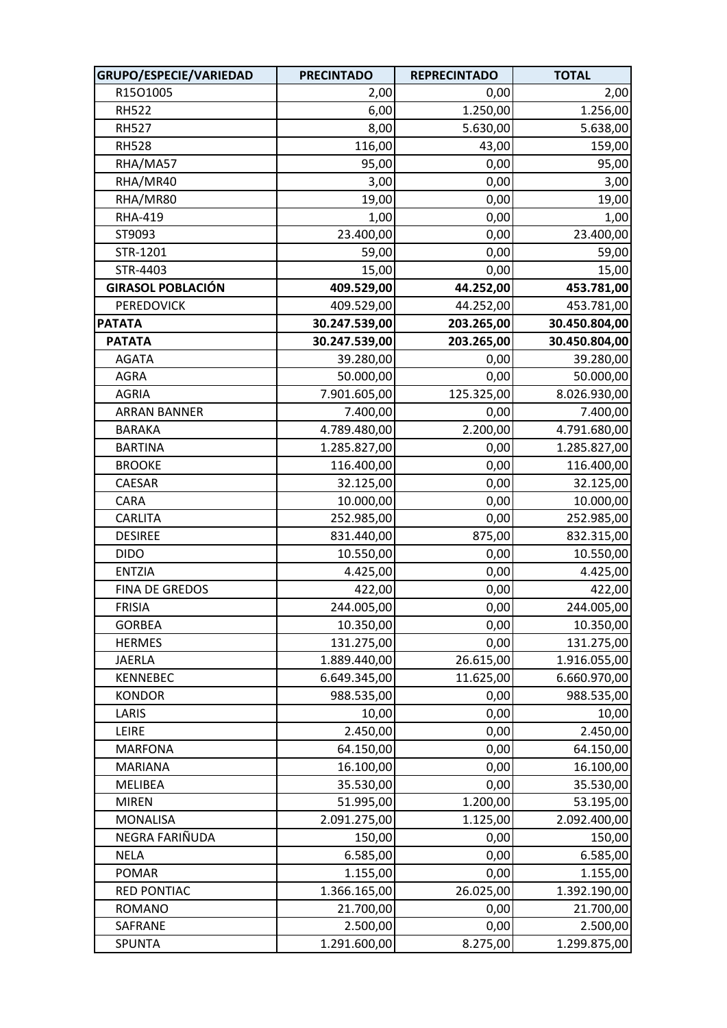| GRUPO/ESPECIE/VARIEDAD | PRECINTADO | REPRECINTADO | TOTAL |
|---|---|---|---|
| R15O1005 | 2,00 | 0,00 | 2,00 |
| RH522 | 6,00 | 1.250,00 | 1.256,00 |
| RH527 | 8,00 | 5.630,00 | 5.638,00 |
| RH528 | 116,00 | 43,00 | 159,00 |
| RHA/MA57 | 95,00 | 0,00 | 95,00 |
| RHA/MR40 | 3,00 | 0,00 | 3,00 |
| RHA/MR80 | 19,00 | 0,00 | 19,00 |
| RHA-419 | 1,00 | 0,00 | 1,00 |
| ST9093 | 23.400,00 | 0,00 | 23.400,00 |
| STR-1201 | 59,00 | 0,00 | 59,00 |
| STR-4403 | 15,00 | 0,00 | 15,00 |
| **GIRASOL POBLACIÓN** | **409.529,00** | **44.252,00** | **453.781,00** |
| PEREDOVICK | 409.529,00 | 44.252,00 | 453.781,00 |
| **PATATA** | **30.247.539,00** | **203.265,00** | **30.450.804,00** |
| **PATATA** | **30.247.539,00** | **203.265,00** | **30.450.804,00** |
| AGATA | 39.280,00 | 0,00 | 39.280,00 |
| AGRA | 50.000,00 | 0,00 | 50.000,00 |
| AGRIA | 7.901.605,00 | 125.325,00 | 8.026.930,00 |
| ARRAN BANNER | 7.400,00 | 0,00 | 7.400,00 |
| BARAKA | 4.789.480,00 | 2.200,00 | 4.791.680,00 |
| BARTINA | 1.285.827,00 | 0,00 | 1.285.827,00 |
| BROOKE | 116.400,00 | 0,00 | 116.400,00 |
| CAESAR | 32.125,00 | 0,00 | 32.125,00 |
| CARA | 10.000,00 | 0,00 | 10.000,00 |
| CARLITA | 252.985,00 | 0,00 | 252.985,00 |
| DESIREE | 831.440,00 | 875,00 | 832.315,00 |
| DIDO | 10.550,00 | 0,00 | 10.550,00 |
| ENTZIA | 4.425,00 | 0,00 | 4.425,00 |
| FINA DE GREDOS | 422,00 | 0,00 | 422,00 |
| FRISIA | 244.005,00 | 0,00 | 244.005,00 |
| GORBEA | 10.350,00 | 0,00 | 10.350,00 |
| HERMES | 131.275,00 | 0,00 | 131.275,00 |
| JAERLA | 1.889.440,00 | 26.615,00 | 1.916.055,00 |
| KENNEBEC | 6.649.345,00 | 11.625,00 | 6.660.970,00 |
| KONDOR | 988.535,00 | 0,00 | 988.535,00 |
| LARIS | 10,00 | 0,00 | 10,00 |
| LEIRE | 2.450,00 | 0,00 | 2.450,00 |
| MARFONA | 64.150,00 | 0,00 | 64.150,00 |
| MARIANA | 16.100,00 | 0,00 | 16.100,00 |
| MELIBEA | 35.530,00 | 0,00 | 35.530,00 |
| MIREN | 51.995,00 | 1.200,00 | 53.195,00 |
| MONALISA | 2.091.275,00 | 1.125,00 | 2.092.400,00 |
| NEGRA FARIÑUDA | 150,00 | 0,00 | 150,00 |
| NELA | 6.585,00 | 0,00 | 6.585,00 |
| POMAR | 1.155,00 | 0,00 | 1.155,00 |
| RED PONTIAC | 1.366.165,00 | 26.025,00 | 1.392.190,00 |
| ROMANO | 21.700,00 | 0,00 | 21.700,00 |
| SAFRANE | 2.500,00 | 0,00 | 2.500,00 |
| SPUNTA | 1.291.600,00 | 8.275,00 | 1.299.875,00 |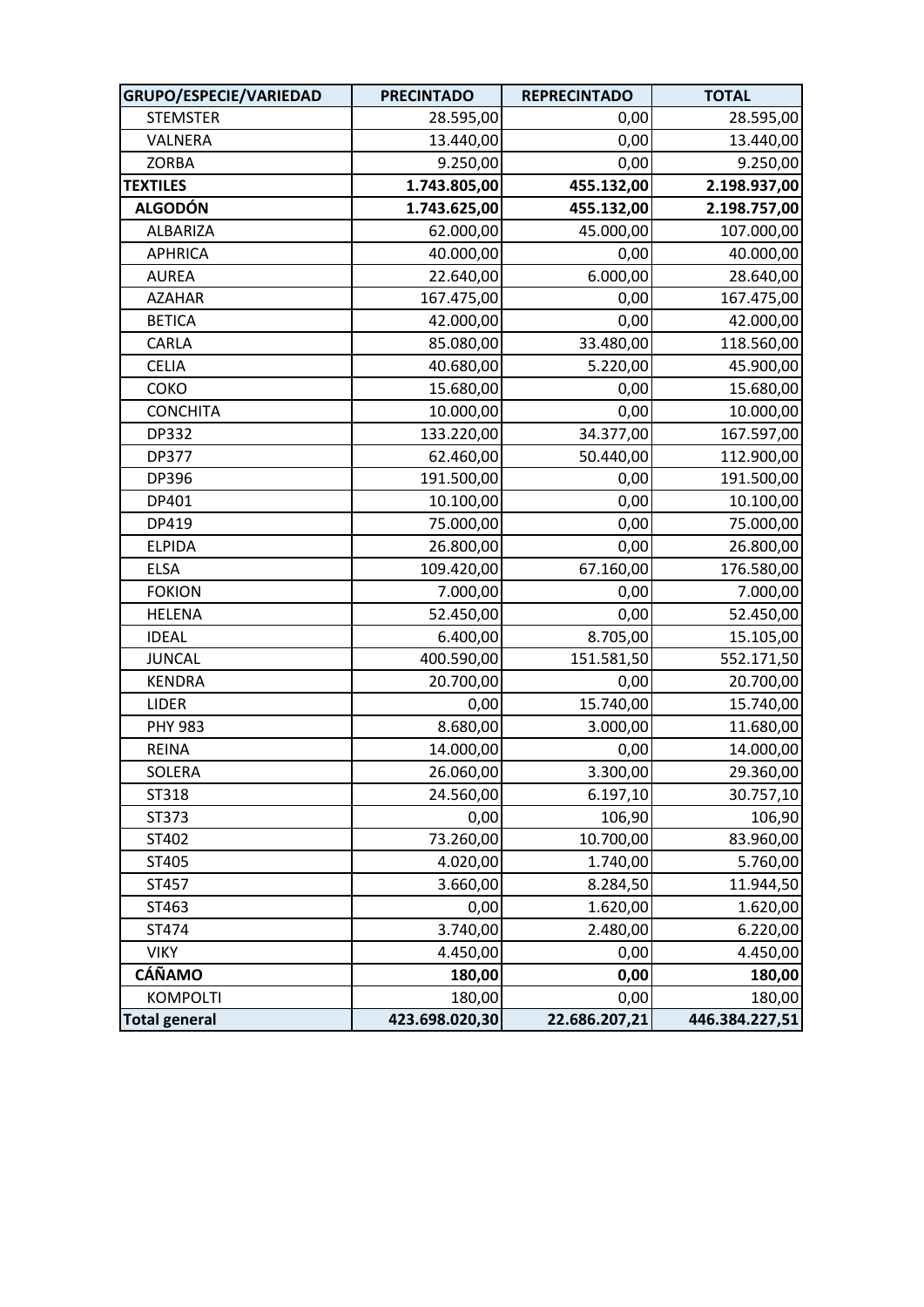| GRUPO/ESPECIE/VARIEDAD | PRECINTADO | REPRECINTADO | TOTAL |
|---|---|---|---|
| STEMSTER | 28.595,00 | 0,00 | 28.595,00 |
| VALNERA | 13.440,00 | 0,00 | 13.440,00 |
| ZORBA | 9.250,00 | 0,00 | 9.250,00 |
| **TEXTILES** | **1.743.805,00** | **455.132,00** | **2.198.937,00** |
| **ALGODÓN** | **1.743.625,00** | **455.132,00** | **2.198.757,00** |
| ALBARIZA | 62.000,00 | 45.000,00 | 107.000,00 |
| APHRICA | 40.000,00 | 0,00 | 40.000,00 |
| AUREA | 22.640,00 | 6.000,00 | 28.640,00 |
| AZAHAR | 167.475,00 | 0,00 | 167.475,00 |
| BETICA | 42.000,00 | 0,00 | 42.000,00 |
| CARLA | 85.080,00 | 33.480,00 | 118.560,00 |
| CELIA | 40.680,00 | 5.220,00 | 45.900,00 |
| COKO | 15.680,00 | 0,00 | 15.680,00 |
| CONCHITA | 10.000,00 | 0,00 | 10.000,00 |
| DP332 | 133.220,00 | 34.377,00 | 167.597,00 |
| DP377 | 62.460,00 | 50.440,00 | 112.900,00 |
| DP396 | 191.500,00 | 0,00 | 191.500,00 |
| DP401 | 10.100,00 | 0,00 | 10.100,00 |
| DP419 | 75.000,00 | 0,00 | 75.000,00 |
| ELPIDA | 26.800,00 | 0,00 | 26.800,00 |
| ELSA | 109.420,00 | 67.160,00 | 176.580,00 |
| FOKION | 7.000,00 | 0,00 | 7.000,00 |
| HELENA | 52.450,00 | 0,00 | 52.450,00 |
| IDEAL | 6.400,00 | 8.705,00 | 15.105,00 |
| JUNCAL | 400.590,00 | 151.581,50 | 552.171,50 |
| KENDRA | 20.700,00 | 0,00 | 20.700,00 |
| LIDER | 0,00 | 15.740,00 | 15.740,00 |
| PHY 983 | 8.680,00 | 3.000,00 | 11.680,00 |
| REINA | 14.000,00 | 0,00 | 14.000,00 |
| SOLERA | 26.060,00 | 3.300,00 | 29.360,00 |
| ST318 | 24.560,00 | 6.197,10 | 30.757,10 |
| ST373 | 0,00 | 106,90 | 106,90 |
| ST402 | 73.260,00 | 10.700,00 | 83.960,00 |
| ST405 | 4.020,00 | 1.740,00 | 5.760,00 |
| ST457 | 3.660,00 | 8.284,50 | 11.944,50 |
| ST463 | 0,00 | 1.620,00 | 1.620,00 |
| ST474 | 3.740,00 | 2.480,00 | 6.220,00 |
| VIKY | 4.450,00 | 0,00 | 4.450,00 |
| **CÁÑAMO** | **180,00** | **0,00** | **180,00** |
| KOMPOLTI | 180,00 | 0,00 | 180,00 |
| **Total general** | **423.698.020,30** | **22.686.207,21** | **446.384.227,51** |